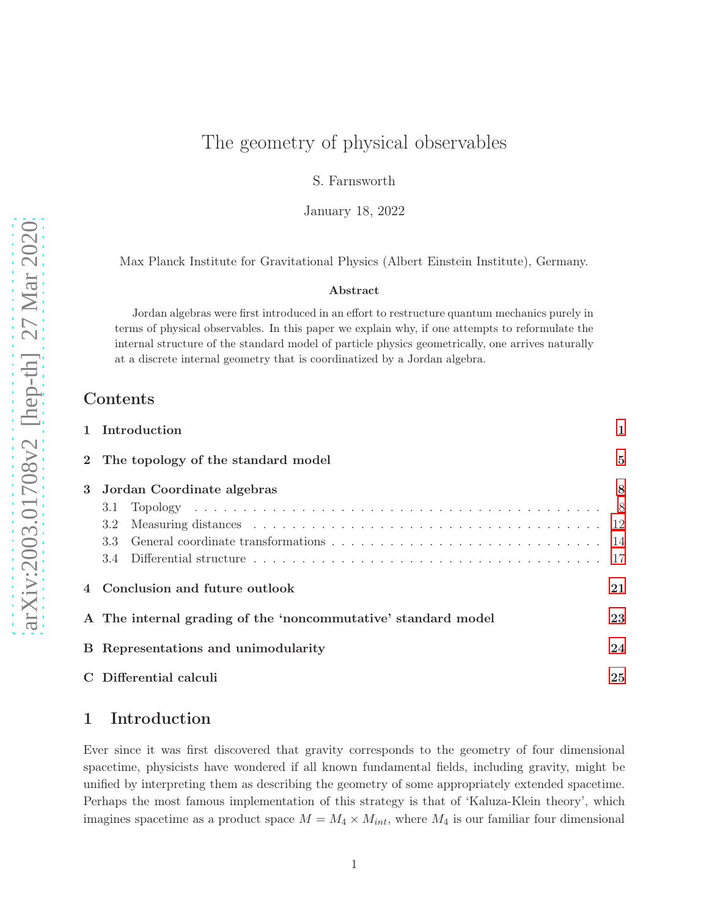# The geometry of physical observables

S. Farnsworth

January 18, 2022

Max Planck Institute for Gravitational Physics (Albert Einstein Institute), Germany.

### Abstract

Jordan algebras were first introduced in an effort to restructure quantum mechanics purely in terms of physical observables. In this paper we explain why, if one attempts to reformulate the internal structure of the standard model of particle physics geometrically, one arrives naturally at a discrete internal geometry that is coordinatized by a Jordan algebra.

## Contents

- 1 Introduction — 1
- 2 The topology of the standard model — 5
- 3 Jordan Coordinate algebras — 8
  - 3.1 Topology — 8
  - 3.2 Measuring distances — 12
  - 3.3 General coordinate transformations — 14
  - 3.4 Differential structure — 17
- 4 Conclusion and future outlook — 21
- A The internal grading of the 'noncommutative' standard model — 23
- B Representations and unimodularity — 24
- C Differential calculi — 25

## 1 Introduction

Ever since it was first discovered that gravity corresponds to the geometry of four dimensional spacetime, physicists have wondered if all known fundamental fields, including gravity, might be unified by interpreting them as describing the geometry of some appropriately extended spacetime. Perhaps the most famous implementation of this strategy is that of 'Kaluza-Klein theory', which imagines spacetime as a product space $M = M_4 \times M_{int}$, where $M_4$ is our familiar four dimensional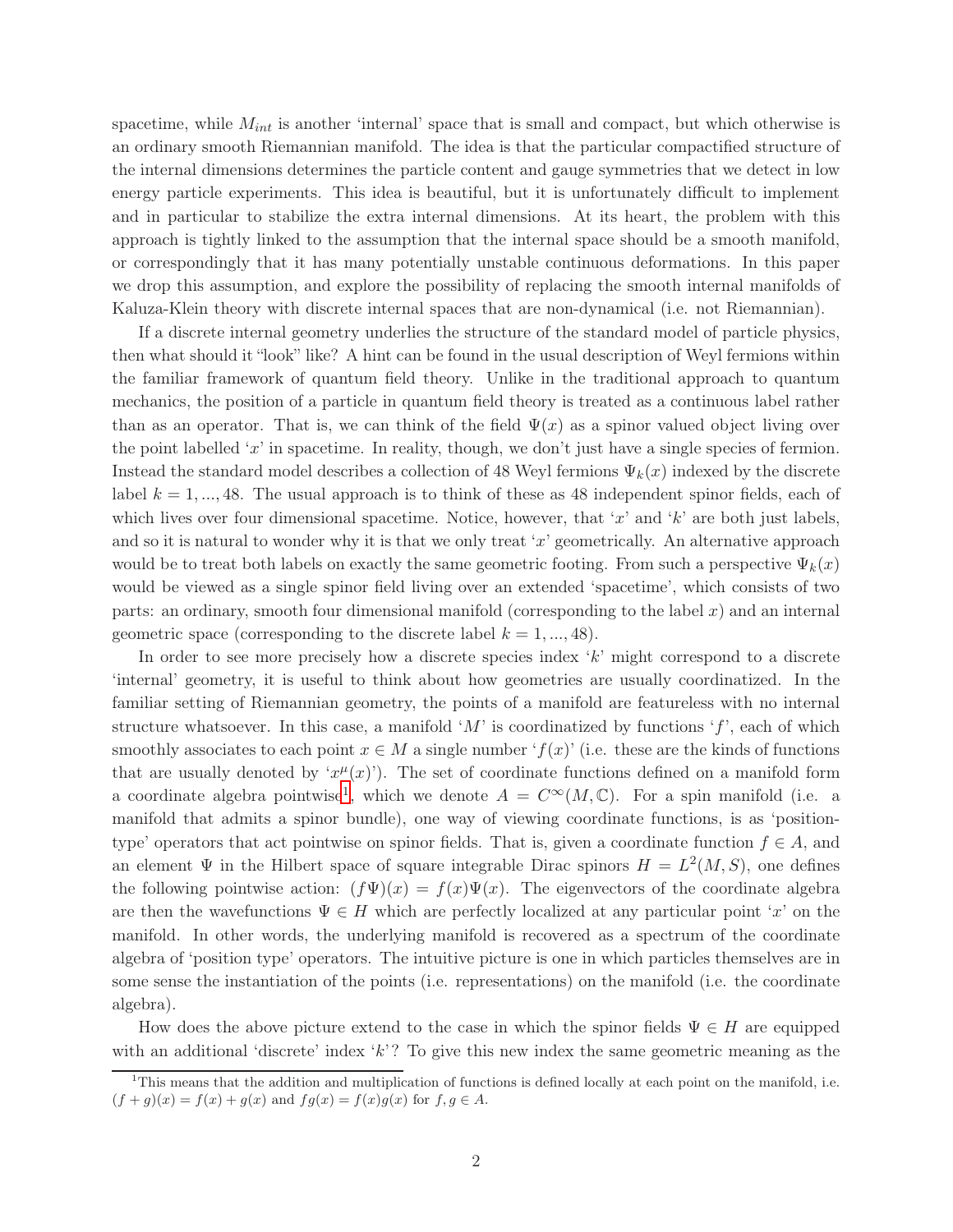spacetime, while $M_{int}$ is another 'internal' space that is small and compact, but which otherwise is an ordinary smooth Riemannian manifold. The idea is that the particular compactified structure of the internal dimensions determines the particle content and gauge symmetries that we detect in low energy particle experiments. This idea is beautiful, but it is unfortunately difficult to implement and in particular to stabilize the extra internal dimensions. At its heart, the problem with this approach is tightly linked to the assumption that the internal space should be a smooth manifold, or correspondingly that it has many potentially unstable continuous deformations. In this paper we drop this assumption, and explore the possibility of replacing the smooth internal manifolds of Kaluza-Klein theory with discrete internal spaces that are non-dynamical (i.e. not Riemannian).

If a discrete internal geometry underlies the structure of the standard model of particle physics, then what should it "look" like? A hint can be found in the usual description of Weyl fermions within the familiar framework of quantum field theory. Unlike in the traditional approach to quantum mechanics, the position of a particle in quantum field theory is treated as a continuous label rather than as an operator. That is, we can think of the field $\Psi(x)$ as a spinor valued object living over the point labelled '$x$' in spacetime. In reality, though, we don't just have a single species of fermion. Instead the standard model describes a collection of 48 Weyl fermions $\Psi_k(x)$ indexed by the discrete label $k = 1, ..., 48$. The usual approach is to think of these as 48 independent spinor fields, each of which lives over four dimensional spacetime. Notice, however, that '$x$' and '$k$' are both just labels, and so it is natural to wonder why it is that we only treat '$x$' geometrically. An alternative approach would be to treat both labels on exactly the same geometric footing. From such a perspective $\Psi_k(x)$ would be viewed as a single spinor field living over an extended 'spacetime', which consists of two parts: an ordinary, smooth four dimensional manifold (corresponding to the label $x$) and an internal geometric space (corresponding to the discrete label $k = 1, ..., 48$).

In order to see more precisely how a discrete species index '$k$' might correspond to a discrete 'internal' geometry, it is useful to think about how geometries are usually coordinatized. In the familiar setting of Riemannian geometry, the points of a manifold are featureless with no internal structure whatsoever. In this case, a manifold '$M$' is coordinatized by functions '$f$', each of which smoothly associates to each point $x \in M$ a single number '$f(x)$' (i.e. these are the kinds of functions that are usually denoted by '$x^\mu(x)$'). The set of coordinate functions defined on a manifold form a coordinate algebra pointwise[1], which we denote $A = C^\infty(M, \mathbb{C})$. For a spin manifold (i.e. a manifold that admits a spinor bundle), one way of viewing coordinate functions, is as 'position-type' operators that act pointwise on spinor fields. That is, given a coordinate function $f \in A$, and an element $\Psi$ in the Hilbert space of square integrable Dirac spinors $H = L^2(M, S)$, one defines the following pointwise action: $(f\Psi)(x) = f(x)\Psi(x)$. The eigenvectors of the coordinate algebra are then the wavefunctions $\Psi \in H$ which are perfectly localized at any particular point '$x$' on the manifold. In other words, the underlying manifold is recovered as a spectrum of the coordinate algebra of 'position type' operators. The intuitive picture is one in which particles themselves are in some sense the instantiation of the points (i.e. representations) on the manifold (i.e. the coordinate algebra).

How does the above picture extend to the case in which the spinor fields $\Psi \in H$ are equipped with an additional 'discrete' index '$k$'? To give this new index the same geometric meaning as the

[1] This means that the addition and multiplication of functions is defined locally at each point on the manifold, i.e. $(f + g)(x) = f(x) + g(x)$ and $fg(x) = f(x)g(x)$ for $f, g \in A$.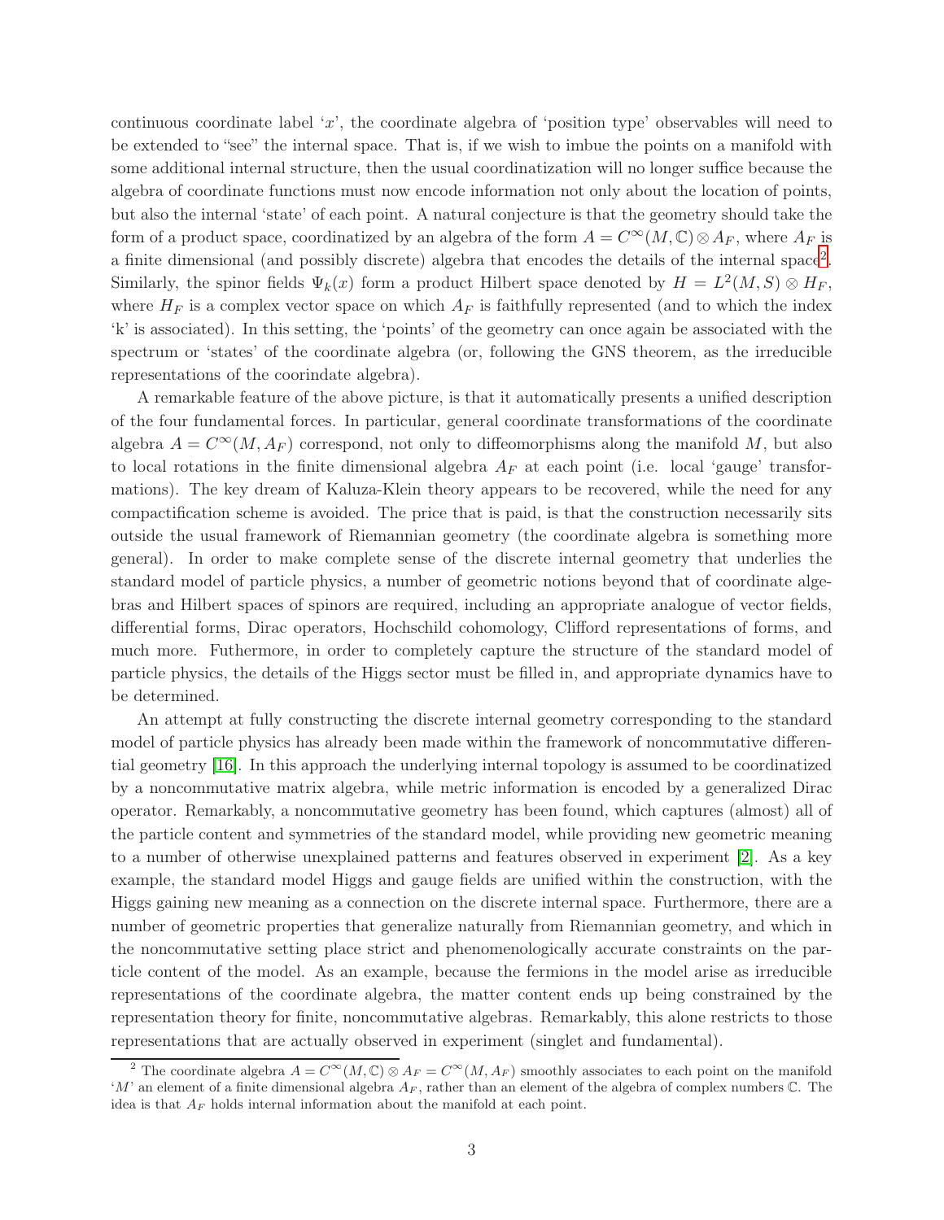continuous coordinate label '$x$', the coordinate algebra of 'position type' observables will need to be extended to "see" the internal space. That is, if we wish to imbue the points on a manifold with some additional internal structure, then the usual coordinatization will no longer suffice because the algebra of coordinate functions must now encode information not only about the location of points, but also the internal 'state' of each point. A natural conjecture is that the geometry should take the form of a product space, coordinatized by an algebra of the form $A = C^{\infty}(M, \mathbb{C}) \otimes A_F$, where $A_F$ is a finite dimensional (and possibly discrete) algebra that encodes the details of the internal space[2]. Similarly, the spinor fields $\Psi_k(x)$ form a product Hilbert space denoted by $H = L^2(M, S) \otimes H_F$, where $H_F$ is a complex vector space on which $A_F$ is faithfully represented (and to which the index '$k$' is associated). In this setting, the 'points' of the geometry can once again be associated with the spectrum or 'states' of the coordinate algebra (or, following the GNS theorem, as the irreducible representations of the coorindate algebra).

A remarkable feature of the above picture, is that it automatically presents a unified description of the four fundamental forces. In particular, general coordinate transformations of the coordinate algebra $A = C^{\infty}(M, A_F)$ correspond, not only to diffeomorphisms along the manifold $M$, but also to local rotations in the finite dimensional algebra $A_F$ at each point (i.e. local 'gauge' transformations). The key dream of Kaluza-Klein theory appears to be recovered, while the need for any compactification scheme is avoided. The price that is paid, is that the construction necessarily sits outside the usual framework of Riemannian geometry (the coordinate algebra is something more general). In order to make complete sense of the discrete internal geometry that underlies the standard model of particle physics, a number of geometric notions beyond that of coordinate algebras and Hilbert spaces of spinors are required, including an appropriate analogue of vector fields, differential forms, Dirac operators, Hochschild cohomology, Clifford representations of forms, and much more. Futhermore, in order to completely capture the structure of the standard model of particle physics, the details of the Higgs sector must be filled in, and appropriate dynamics have to be determined.

An attempt at fully constructing the discrete internal geometry corresponding to the standard model of particle physics has already been made within the framework of noncommutative differential geometry [16]. In this approach the underlying internal topology is assumed to be coordinatized by a noncommutative matrix algebra, while metric information is encoded by a generalized Dirac operator. Remarkably, a noncommutative geometry has been found, which captures (almost) all of the particle content and symmetries of the standard model, while providing new geometric meaning to a number of otherwise unexplained patterns and features observed in experiment [2]. As a key example, the standard model Higgs and gauge fields are unified within the construction, with the Higgs gaining new meaning as a connection on the discrete internal space. Furthermore, there are a number of geometric properties that generalize naturally from Riemannian geometry, and which in the noncommutative setting place strict and phenomenologically accurate constraints on the particle content of the model. As an example, because the fermions in the model arise as irreducible representations of the coordinate algebra, the matter content ends up being constrained by the representation theory for finite, noncommutative algebras. Remarkably, this alone restricts to those representations that are actually observed in experiment (singlet and fundamental).

[2] The coordinate algebra $A = C^{\infty}(M, \mathbb{C}) \otimes A_F = C^{\infty}(M, A_F)$ smoothly associates to each point on the manifold '$M$' an element of a finite dimensional algebra $A_F$, rather than an element of the algebra of complex numbers $\mathbb{C}$. The idea is that $A_F$ holds internal information about the manifold at each point.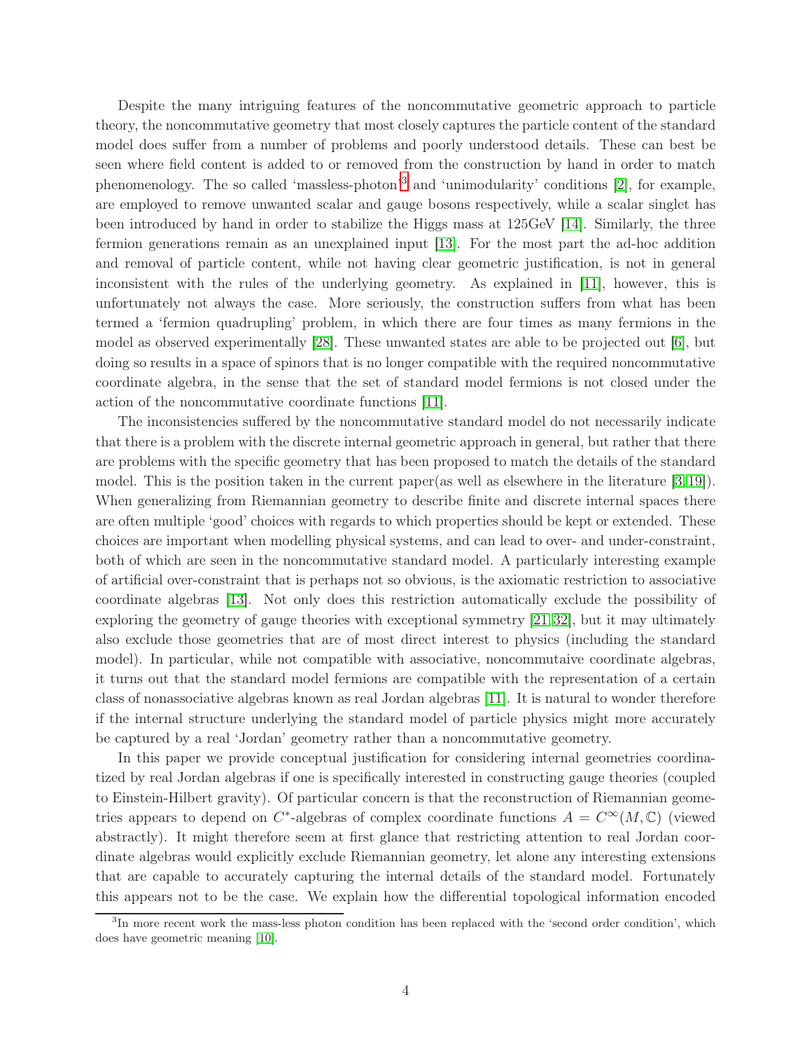Despite the many intriguing features of the noncommutative geometric approach to particle theory, the noncommutative geometry that most closely captures the particle content of the standard model does suffer from a number of problems and poorly understood details. These can best be seen where field content is added to or removed from the construction by hand in order to match phenomenology. The so called 'massless-photon'[3] and 'unimodularity' conditions [2], for example, are employed to remove unwanted scalar and gauge bosons respectively, while a scalar singlet has been introduced by hand in order to stabilize the Higgs mass at 125GeV [14]. Similarly, the three fermion generations remain as an unexplained input [13]. For the most part the ad-hoc addition and removal of particle content, while not having clear geometric justification, is not in general inconsistent with the rules of the underlying geometry. As explained in [11], however, this is unfortunately not always the case. More seriously, the construction suffers from what has been termed a 'fermion quadrupling' problem, in which there are four times as many fermions in the model as observed experimentally [28]. These unwanted states are able to be projected out [6], but doing so results in a space of spinors that is no longer compatible with the required noncommutative coordinate algebra, in the sense that the set of standard model fermions is not closed under the action of the noncommutative coordinate functions [11].

The inconsistencies suffered by the noncommutative standard model do not necessarily indicate that there is a problem with the discrete internal geometric approach in general, but rather that there are problems with the specific geometry that has been proposed to match the details of the standard model. This is the position taken in the current paper(as well as elsewhere in the literature [3, 19]). When generalizing from Riemannian geometry to describe finite and discrete internal spaces there are often multiple 'good' choices with regards to which properties should be kept or extended. These choices are important when modelling physical systems, and can lead to over- and under-constraint, both of which are seen in the noncommutative standard model. A particularly interesting example of artificial over-constraint that is perhaps not so obvious, is the axiomatic restriction to associative coordinate algebras [13]. Not only does this restriction automatically exclude the possibility of exploring the geometry of gauge theories with exceptional symmetry [21, 32], but it may ultimately also exclude those geometries that are of most direct interest to physics (including the standard model). In particular, while not compatible with associative, noncommutaive coordinate algebras, it turns out that the standard model fermions are compatible with the representation of a certain class of nonassociative algebras known as real Jordan algebras [11]. It is natural to wonder therefore if the internal structure underlying the standard model of particle physics might more accurately be captured by a real 'Jordan' geometry rather than a noncommutative geometry.

In this paper we provide conceptual justification for considering internal geometries coordinatized by real Jordan algebras if one is specifically interested in constructing gauge theories (coupled to Einstein-Hilbert gravity). Of particular concern is that the reconstruction of Riemannian geometries appears to depend on $C^*$-algebras of complex coordinate functions $A = C^\infty(M, \mathbb{C})$ (viewed abstractly). It might therefore seem at first glance that restricting attention to real Jordan coordinate algebras would explicitly exclude Riemannian geometry, let alone any interesting extensions that are capable to accurately capturing the internal details of the standard model. Fortunately this appears not to be the case. We explain how the differential topological information encoded

[3] In more recent work the mass-less photon condition has been replaced with the 'second order condition', which does have geometric meaning [10].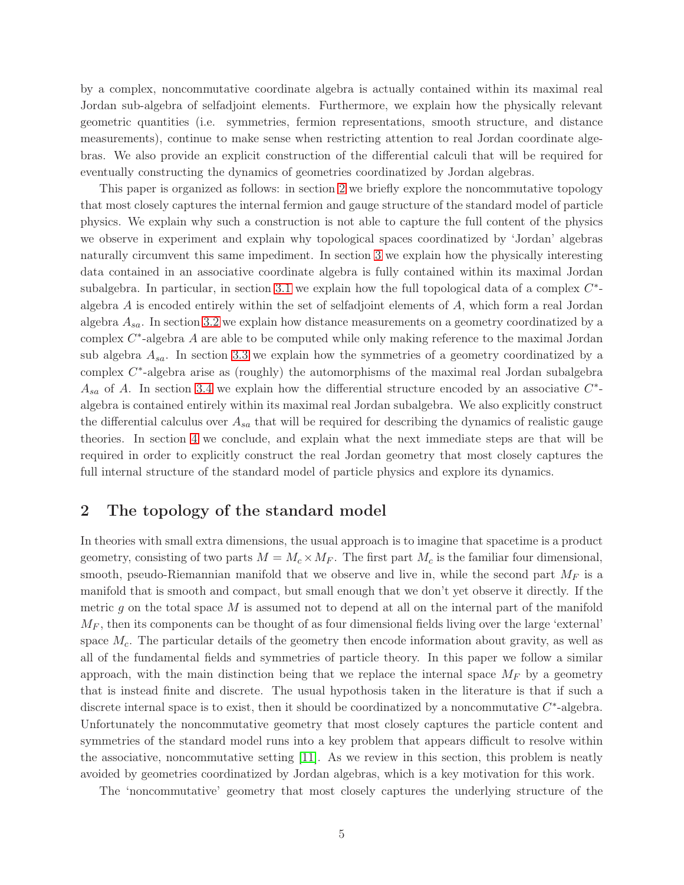by a complex, noncommutative coordinate algebra is actually contained within its maximal real Jordan sub-algebra of selfadjoint elements. Furthermore, we explain how the physically relevant geometric quantities (i.e. symmetries, fermion representations, smooth structure, and distance measurements), continue to make sense when restricting attention to real Jordan coordinate algebras. We also provide an explicit construction of the differential calculi that will be required for eventually constructing the dynamics of geometries coordinatized by Jordan algebras.

This paper is organized as follows: in section 2 we briefly explore the noncommutative topology that most closely captures the internal fermion and gauge structure of the standard model of particle physics. We explain why such a construction is not able to capture the full content of the physics we observe in experiment and explain why topological spaces coordinatized by 'Jordan' algebras naturally circumvent this same impediment. In section 3 we explain how the physically interesting data contained in an associative coordinate algebra is fully contained within its maximal Jordan subalgebra. In particular, in section 3.1 we explain how the full topological data of a complex $C^*$-algebra $A$ is encoded entirely within the set of selfadjoint elements of $A$, which form a real Jordan algebra $A_{sa}$. In section 3.2 we explain how distance measurements on a geometry coordinatized by a complex $C^*$-algebra $A$ are able to be computed while only making reference to the maximal Jordan sub algebra $A_{sa}$. In section 3.3 we explain how the symmetries of a geometry coordinatized by a complex $C^*$-algebra arise as (roughly) the automorphisms of the maximal real Jordan subalgebra $A_{sa}$ of $A$. In section 3.4 we explain how the differential structure encoded by an associative $C^*$-algebra is contained entirely within its maximal real Jordan subalgebra. We also explicitly construct the differential calculus over $A_{sa}$ that will be required for describing the dynamics of realistic gauge theories. In section 4 we conclude, and explain what the next immediate steps are that will be required in order to explicitly construct the real Jordan geometry that most closely captures the full internal structure of the standard model of particle physics and explore its dynamics.

## 2 The topology of the standard model

In theories with small extra dimensions, the usual approach is to imagine that spacetime is a product geometry, consisting of two parts $M = M_c \times M_F$. The first part $M_c$ is the familiar four dimensional, smooth, pseudo-Riemannian manifold that we observe and live in, while the second part $M_F$ is a manifold that is smooth and compact, but small enough that we don't yet observe it directly. If the metric $g$ on the total space $M$ is assumed not to depend at all on the internal part of the manifold $M_F$, then its components can be thought of as four dimensional fields living over the large 'external' space $M_c$. The particular details of the geometry then encode information about gravity, as well as all of the fundamental fields and symmetries of particle theory. In this paper we follow a similar approach, with the main distinction being that we replace the internal space $M_F$ by a geometry that is instead finite and discrete. The usual hypothosis taken in the literature is that if such a discrete internal space is to exist, then it should be coordinatized by a noncommutative $C^*$-algebra. Unfortunately the noncommutative geometry that most closely captures the particle content and symmetries of the standard model runs into a key problem that appears difficult to resolve within the associative, noncommutative setting [11]. As we review in this section, this problem is neatly avoided by geometries coordinatized by Jordan algebras, which is a key motivation for this work.

The 'noncommutative' geometry that most closely captures the underlying structure of the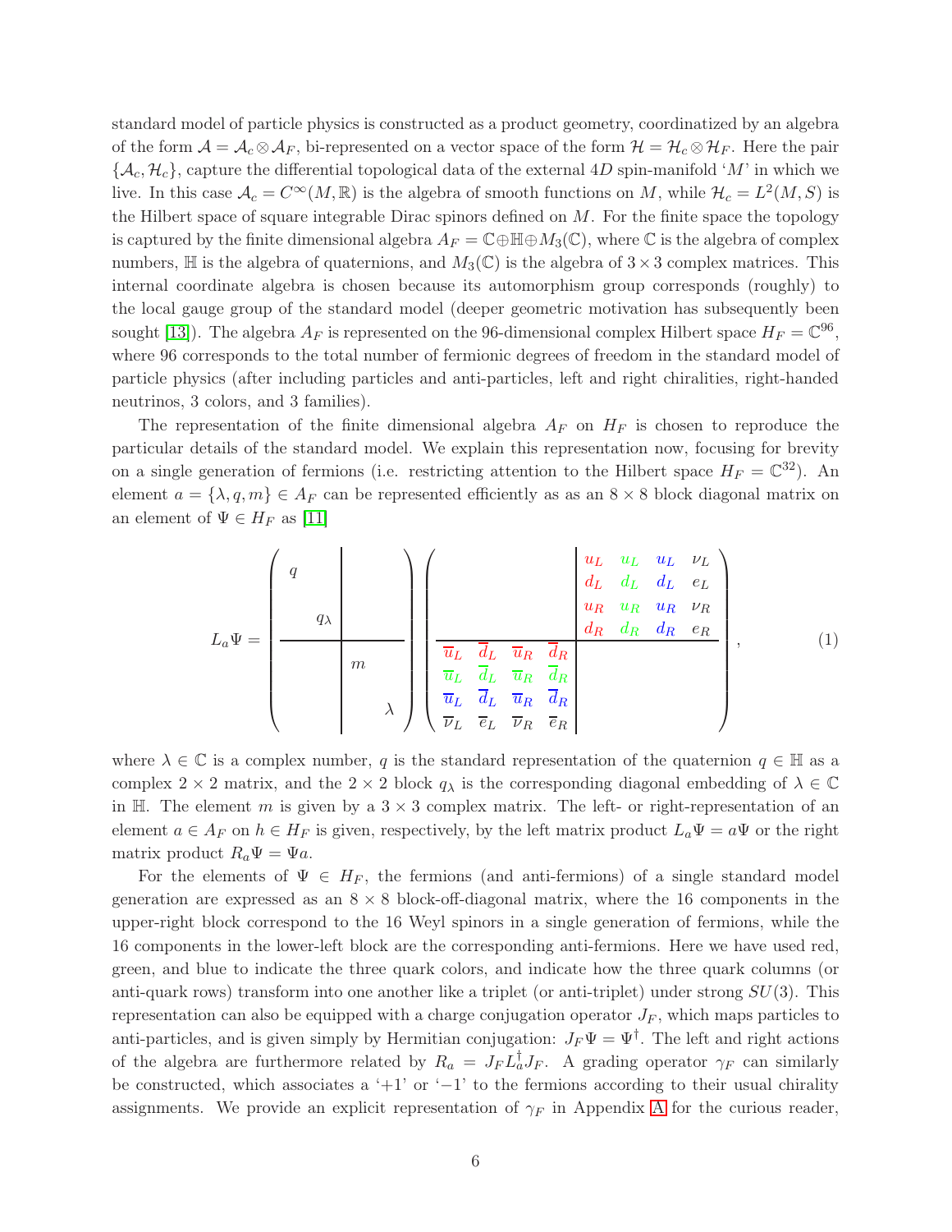standard model of particle physics is constructed as a product geometry, coordinatized by an algebra of the form $\mathcal{A} = \mathcal{A}_c \otimes \mathcal{A}_F$, bi-represented on a vector space of the form $\mathcal{H} = \mathcal{H}_c \otimes \mathcal{H}_F$. Here the pair $\{\mathcal{A}_c, \mathcal{H}_c\}$, capture the differential topological data of the external $4D$ spin-manifold '$M$' in which we live. In this case $\mathcal{A}_c = C^\infty(M, \mathbb{R})$ is the algebra of smooth functions on $M$, while $\mathcal{H}_c = L^2(M, S)$ is the Hilbert space of square integrable Dirac spinors defined on $M$. For the finite space the topology is captured by the finite dimensional algebra $A_F = \mathbb{C} \oplus \mathbb{H} \oplus M_3(\mathbb{C})$, where $\mathbb{C}$ is the algebra of complex numbers, $\mathbb{H}$ is the algebra of quaternions, and $M_3(\mathbb{C})$ is the algebra of $3 \times 3$ complex matrices. This internal coordinate algebra is chosen because its automorphism group corresponds (roughly) to the local gauge group of the standard model (deeper geometric motivation has subsequently been sought [13]). The algebra $A_F$ is represented on the 96-dimensional complex Hilbert space $H_F = \mathbb{C}^{96}$, where 96 corresponds to the total number of fermionic degrees of freedom in the standard model of particle physics (after including particles and anti-particles, left and right chiralities, right-handed neutrinos, 3 colors, and 3 families).

The representation of the finite dimensional algebra $A_F$ on $H_F$ is chosen to reproduce the particular details of the standard model. We explain this representation now, focusing for brevity on a single generation of fermions (i.e. restricting attention to the Hilbert space $H_F = \mathbb{C}^{32}$). An element $a = \{\lambda, q, m\} \in A_F$ can be represented efficiently as an $8 \times 8$ block diagonal matrix on an element of $\Psi \in H_F$ as [11]

$$
L_a\Psi = \left(\begin{array}{cc|cc} q & & & \\ & q_\lambda & & \\ \hline & & m & \\ & & & \lambda \end{array}\right)\left(\begin{array}{cccc|cccc} & & & & u_L & u_L & u_L & \nu_L \\ & & & & d_L & d_L & d_L & e_L \\ & & & & u_R & u_R & u_R & \nu_R \\ & & & & d_R & d_R & d_R & e_R \\ \hline \overline{u}_L & \overline{d}_L & \overline{u}_R & \overline{d}_R & & & & \\ \overline{u}_L & \overline{d}_L & \overline{u}_R & \overline{d}_R & & & & \\ \overline{u}_L & \overline{d}_L & \overline{u}_R & \overline{d}_R & & & & \\ \overline{\nu}_L & \overline{e}_L & \overline{\nu}_R & \overline{e}_R & & & & \end{array}\right), \tag{1}
$$

where $\lambda \in \mathbb{C}$ is a complex number, $q$ is the standard representation of the quaternion $q \in \mathbb{H}$ as a complex $2 \times 2$ matrix, and the $2 \times 2$ block $q_\lambda$ is the corresponding diagonal embedding of $\lambda \in \mathbb{C}$ in $\mathbb{H}$. The element $m$ is given by a $3 \times 3$ complex matrix. The left- or right-representation of an element $a \in A_F$ on $h \in H_F$ is given, respectively, by the left matrix product $L_a\Psi = a\Psi$ or the right matrix product $R_a\Psi = \Psi a$.

For the elements of $\Psi \in H_F$, the fermions (and anti-fermions) of a single standard model generation are expressed as an $8 \times 8$ block-off-diagonal matrix, where the 16 components in the upper-right block correspond to the 16 Weyl spinors in a single generation of fermions, while the 16 components in the lower-left block are the corresponding anti-fermions. Here we have used red, green, and blue to indicate the three quark colors, and indicate how the three quark columns (or anti-quark rows) transform into one another like a triplet (or anti-triplet) under strong $SU(3)$. This representation can also be equipped with a charge conjugation operator $J_F$, which maps particles to anti-particles, and is given simply by Hermitian conjugation: $J_F\Psi = \Psi^\dagger$. The left and right actions of the algebra are furthermore related by $R_a = J_F L_a^\dagger J_F$. A grading operator $\gamma_F$ can similarly be constructed, which associates a '$+1$' or '$-1$' to the fermions according to their usual chirality assignments. We provide an explicit representation of $\gamma_F$ in Appendix A for the curious reader,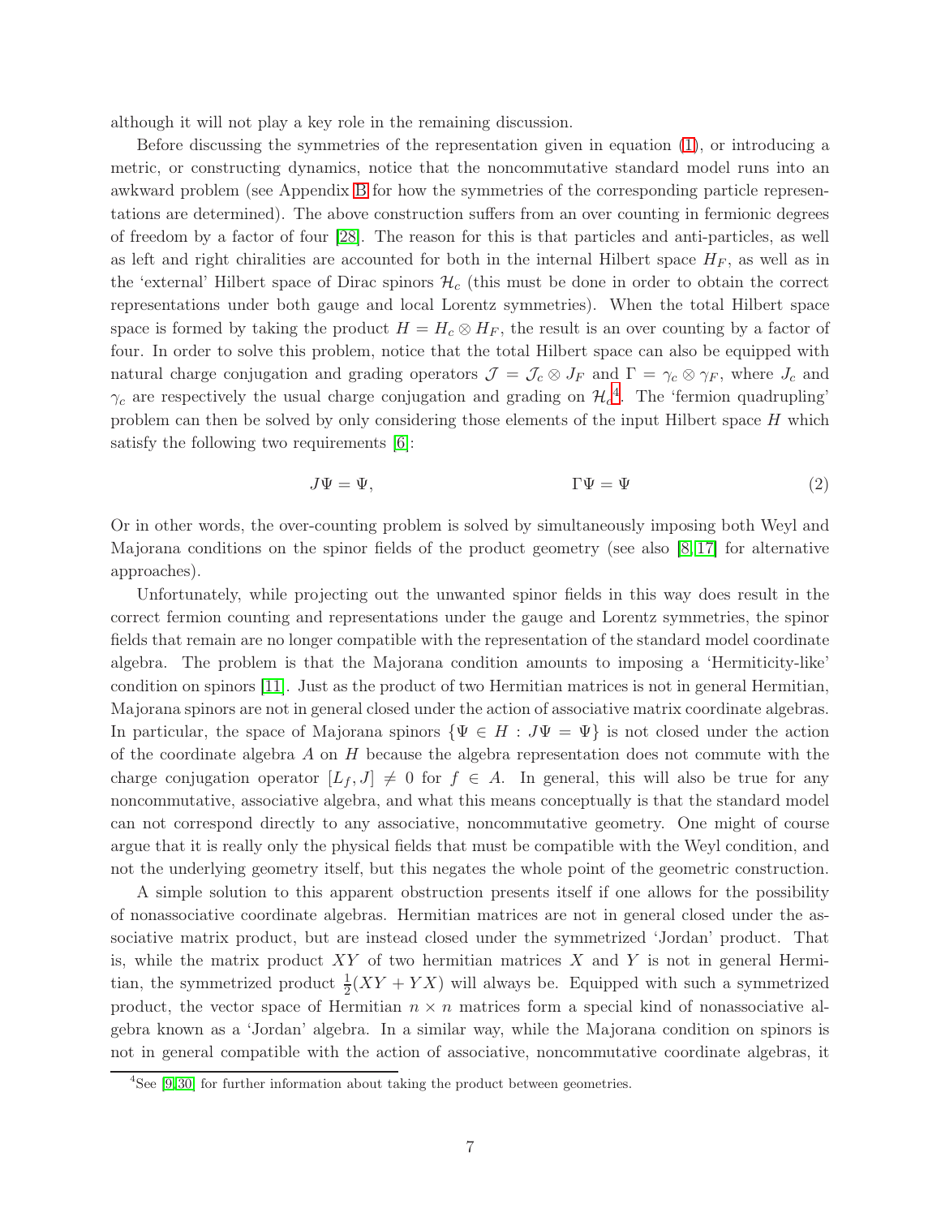although it will not play a key role in the remaining discussion.

Before discussing the symmetries of the representation given in equation (1), or introducing a metric, or constructing dynamics, notice that the noncommutative standard model runs into an awkward problem (see Appendix B for how the symmetries of the corresponding particle representations are determined). The above construction suffers from an over counting in fermionic degrees of freedom by a factor of four [28]. The reason for this is that particles and anti-particles, as well as left and right chiralities are accounted for both in the internal Hilbert space $H_F$, as well as in the 'external' Hilbert space of Dirac spinors $\mathcal{H}_c$ (this must be done in order to obtain the correct representations under both gauge and local Lorentz symmetries). When the total Hilbert space space is formed by taking the product $H = H_c \otimes H_F$, the result is an over counting by a factor of four. In order to solve this problem, notice that the total Hilbert space can also be equipped with natural charge conjugation and grading operators $\mathcal{J} = \mathcal{J}_c \otimes J_F$ and $\Gamma = \gamma_c \otimes \gamma_F$, where $J_c$ and $\gamma_c$ are respectively the usual charge conjugation and grading on $\mathcal{H}_c$[4]. The 'fermion quadrupling' problem can then be solved by only considering those elements of the input Hilbert space $H$ which satisfy the following two requirements [6]:

$$J\Psi = \Psi, \qquad\qquad \Gamma\Psi = \Psi \tag{2}$$

Or in other words, the over-counting problem is solved by simultaneously imposing both Weyl and Majorana conditions on the spinor fields of the product geometry (see also [8, 17] for alternative approaches).

Unfortunately, while projecting out the unwanted spinor fields in this way does result in the correct fermion counting and representations under the gauge and Lorentz symmetries, the spinor fields that remain are no longer compatible with the representation of the standard model coordinate algebra. The problem is that the Majorana condition amounts to imposing a 'Hermiticity-like' condition on spinors [11]. Just as the product of two Hermitian matrices is not in general Hermitian, Majorana spinors are not in general closed under the action of associative matrix coordinate algebras. In particular, the space of Majorana spinors $\{\Psi \in H : J\Psi = \Psi\}$ is not closed under the action of the coordinate algebra $A$ on $H$ because the algebra representation does not commute with the charge conjugation operator $[L_f, J] \neq 0$ for $f \in A$. In general, this will also be true for any noncommutative, associative algebra, and what this means conceptually is that the standard model can not correspond directly to any associative, noncommutative geometry. One might of course argue that it is really only the physical fields that must be compatible with the Weyl condition, and not the underlying geometry itself, but this negates the whole point of the geometric construction.

A simple solution to this apparent obstruction presents itself if one allows for the possibility of nonassociative coordinate algebras. Hermitian matrices are not in general closed under the associative matrix product, but are instead closed under the symmetrized 'Jordan' product. That is, while the matrix product $XY$ of two hermitian matrices $X$ and $Y$ is not in general Hermitian, the symmetrized product $\frac{1}{2}(XY + YX)$ will always be. Equipped with such a symmetrized product, the vector space of Hermitian $n \times n$ matrices form a special kind of nonassociative algebra known as a 'Jordan' algebra. In a similar way, while the Majorana condition on spinors is not in general compatible with the action of associative, noncommutative coordinate algebras, it

[4] See [9, 30] for further information about taking the product between geometries.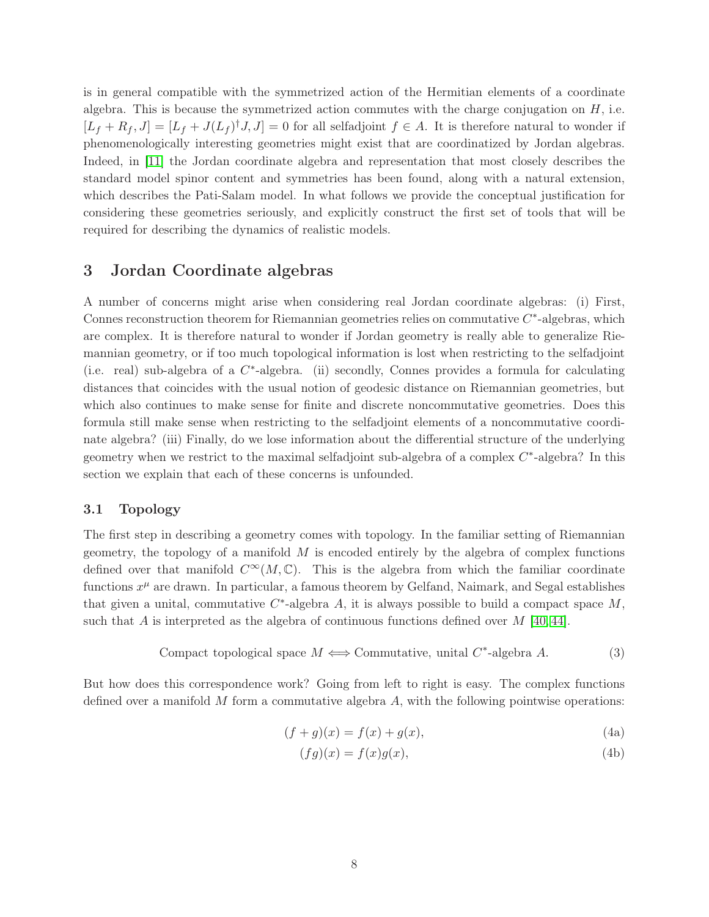is in general compatible with the symmetrized action of the Hermitian elements of a coordinate algebra. This is because the symmetrized action commutes with the charge conjugation on $H$, i.e. $[L_f + R_f, J] = [L_f + J(L_f)^\dagger J, J] = 0$ for all selfadjoint $f \in A$. It is therefore natural to wonder if phenomenologically interesting geometries might exist that are coordinatized by Jordan algebras. Indeed, in [11] the Jordan coordinate algebra and representation that most closely describes the standard model spinor content and symmetries has been found, along with a natural extension, which describes the Pati-Salam model. In what follows we provide the conceptual justification for considering these geometries seriously, and explicitly construct the first set of tools that will be required for describing the dynamics of realistic models.

## 3 Jordan Coordinate algebras

A number of concerns might arise when considering real Jordan coordinate algebras: (i) First, Connes reconstruction theorem for Riemannian geometries relies on commutative $C^*$-algebras, which are complex. It is therefore natural to wonder if Jordan geometry is really able to generalize Riemannian geometry, or if too much topological information is lost when restricting to the selfadjoint (i.e. real) sub-algebra of a $C^*$-algebra. (ii) secondly, Connes provides a formula for calculating distances that coincides with the usual notion of geodesic distance on Riemannian geometries, but which also continues to make sense for finite and discrete noncommutative geometries. Does this formula still make sense when restricting to the selfadjoint elements of a noncommutative coordinate algebra? (iii) Finally, do we lose information about the differential structure of the underlying geometry when we restrict to the maximal selfadjoint sub-algebra of a complex $C^*$-algebra? In this section we explain that each of these concerns is unfounded.

### 3.1 Topology

The first step in describing a geometry comes with topology. In the familiar setting of Riemannian geometry, the topology of a manifold $M$ is encoded entirely by the algebra of complex functions defined over that manifold $C^\infty(M, \mathbb{C})$. This is the algebra from which the familiar coordinate functions $x^\mu$ are drawn. In particular, a famous theorem by Gelfand, Naimark, and Segal establishes that given a unital, commutative $C^*$-algebra $A$, it is always possible to build a compact space $M$, such that $A$ is interpreted as the algebra of continuous functions defined over $M$ [40,44].

$$\text{Compact topological space } M \Longleftrightarrow \text{Commutative, unital } C^*\text{-algebra } A. \tag{3}$$

But how does this correspondence work? Going from left to right is easy. The complex functions defined over a manifold $M$ form a commutative algebra $A$, with the following pointwise operations:

$$(f + g)(x) = f(x) + g(x), \tag{4a}$$

$$(fg)(x) = f(x)g(x), \tag{4b}$$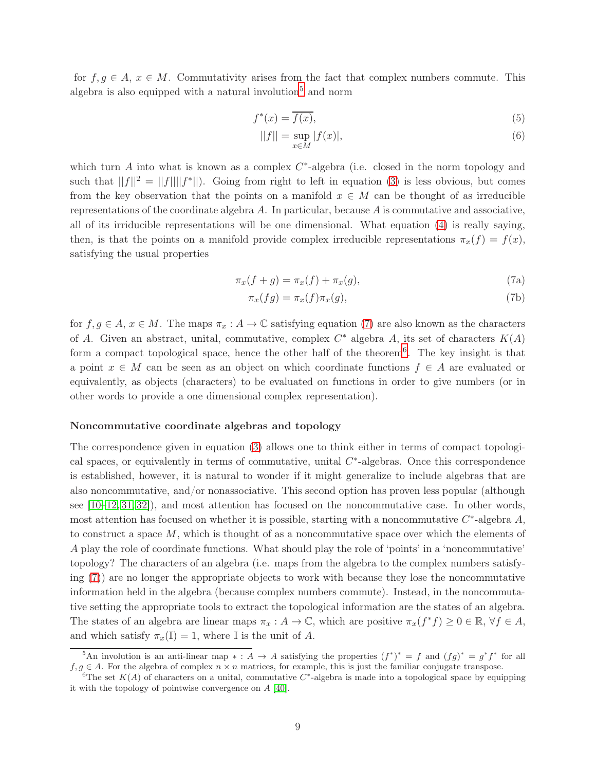for $f, g \in A$, $x \in M$. Commutativity arises from the fact that complex numbers commute. This algebra is also equipped with a natural involution[5] and norm

$$f^*(x) = \overline{f(x)}, \tag{5}$$

$$||f|| = \sup_{x \in M} |f(x)|, \tag{6}$$

which turn $A$ into what is known as a complex $C^*$-algebra (i.e. closed in the norm topology and such that $||f||^2 = ||f|| ||f^*||$). Going from right to left in equation (3) is less obvious, but comes from the key observation that the points on a manifold $x \in M$ can be thought of as irreducible representations of the coordinate algebra $A$. In particular, because $A$ is commutative and associative, all of its irriducible representations will be one dimensional. What equation (4) is really saying, then, is that the points on a manifold provide complex irreducible representations $\pi_x(f) = f(x)$, satisfying the usual properties

$$\pi_x(f + g) = \pi_x(f) + \pi_x(g), \tag{7a}$$

$$\pi_x(fg) = \pi_x(f)\pi_x(g), \tag{7b}$$

for $f, g \in A$, $x \in M$. The maps $\pi_x : A \to \mathbb{C}$ satisfying equation (7) are also known as the characters of $A$. Given an abstract, unital, commutative, complex $C^*$ algebra $A$, its set of characters $K(A)$ form a compact topological space, hence the other half of the theorem[6]. The key insight is that a point $x \in M$ can be seen as an object on which coordinate functions $f \in A$ are evaluated or equivalently, as objects (characters) to be evaluated on functions in order to give numbers (or in other words to provide a one dimensional complex representation).

### Noncommutative coordinate algebras and topology

The correspondence given in equation (3) allows one to think either in terms of compact topological spaces, or equivalently in terms of commutative, unital $C^*$-algebras. Once this correspondence is established, however, it is natural to wonder if it might generalize to include algebras that are also noncommutative, and/or nonassociative. This second option has proven less popular (although see [10–12, 31, 32]), and most attention has focused on the noncommutative case. In other words, most attention has focused on whether it is possible, starting with a noncommutative $C^*$-algebra $A$, to construct a space $M$, which is thought of as a noncommutative space over which the elements of $A$ play the role of coordinate functions. What should play the role of 'points' in a 'noncommutative' topology? The characters of an algebra (i.e. maps from the algebra to the complex numbers satisfying (7)) are no longer the appropriate objects to work with because they lose the noncommutative information held in the algebra (because complex numbers commute). Instead, in the noncommutative setting the appropriate tools to extract the topological information are the states of an algebra. The states of an algebra are linear maps $\pi_x : A \to \mathbb{C}$, which are positive $\pi_x(f^*f) \geq 0 \in \mathbb{R}$, $\forall f \in A$, and which satisfy $\pi_x(\mathbb{I}) = 1$, where $\mathbb{I}$ is the unit of $A$.

---

[5] An involution is an anti-linear map $* : A \to A$ satisfying the properties $(f^*)^* = f$ and $(fg)^* = g^* f^*$ for all $f, g \in A$. For the algebra of complex $n \times n$ matrices, for example, this is just the familiar conjugate transpose.

[6] The set $K(A)$ of characters on a unital, commutative $C^*$-algebra is made into a topological space by equipping it with the topology of pointwise convergence on $A$ [40].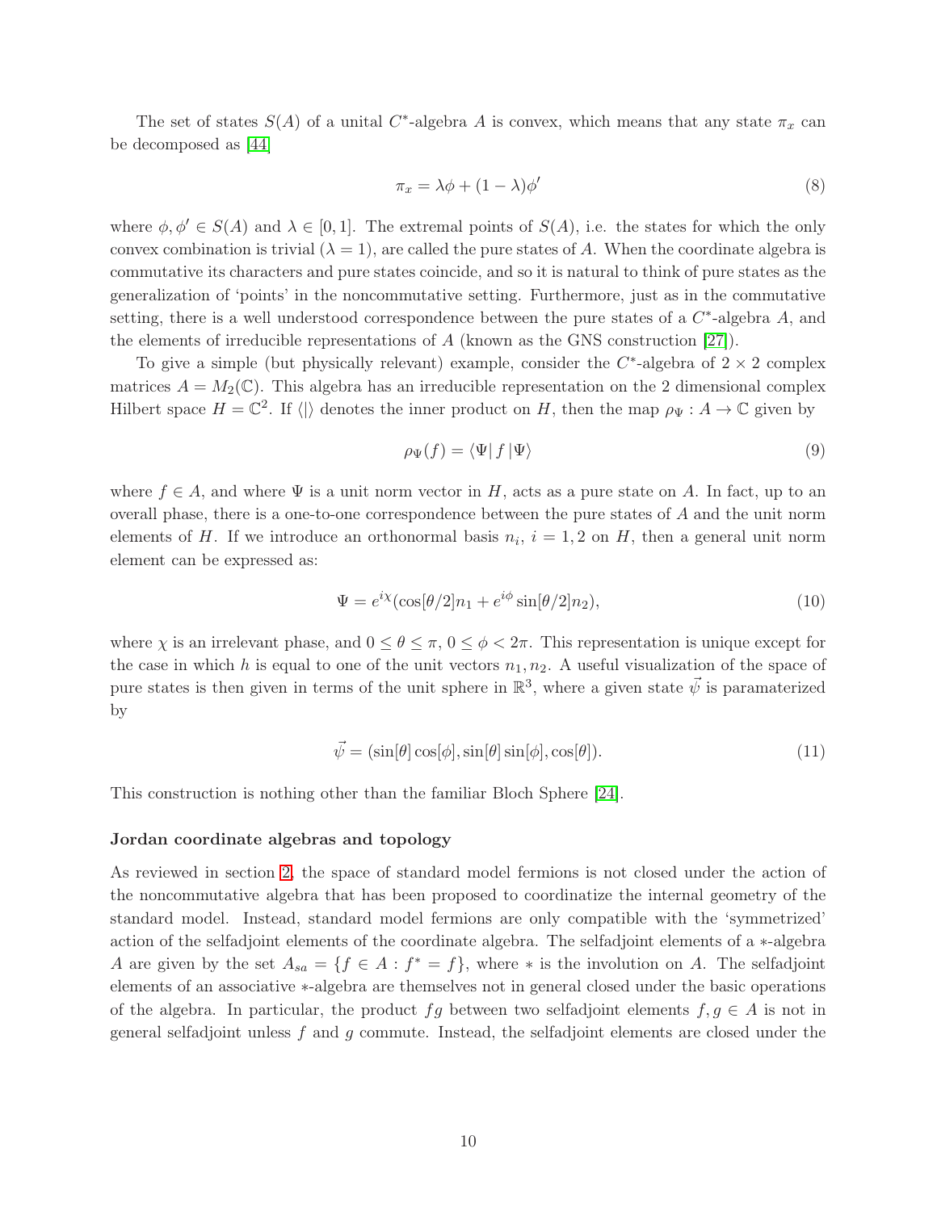The set of states $S(A)$ of a unital $C^*$-algebra $A$ is convex, which means that any state $\pi_x$ can be decomposed as [44]

$$\pi_x = \lambda\phi + (1-\lambda)\phi' \tag{8}$$

where $\phi, \phi' \in S(A)$ and $\lambda \in [0,1]$. The extremal points of $S(A)$, i.e. the states for which the only convex combination is trivial ($\lambda = 1$), are called the pure states of $A$. When the coordinate algebra is commutative its characters and pure states coincide, and so it is natural to think of pure states as the generalization of 'points' in the noncommutative setting. Furthermore, just as in the commutative setting, there is a well understood correspondence between the pure states of a $C^*$-algebra $A$, and the elements of irreducible representations of $A$ (known as the GNS construction [27]).

To give a simple (but physically relevant) example, consider the $C^*$-algebra of $2\times 2$ complex matrices $A = M_2(\mathbb{C})$. This algebra has an irreducible representation on the 2 dimensional complex Hilbert space $H = \mathbb{C}^2$. If $\langle|\rangle$ denotes the inner product on $H$, then the map $\rho_\Psi : A \to \mathbb{C}$ given by

$$\rho_\Psi(f) = \langle\Psi|\, f\, |\Psi\rangle \tag{9}$$

where $f \in A$, and where $\Psi$ is a unit norm vector in $H$, acts as a pure state on $A$. In fact, up to an overall phase, there is a one-to-one correspondence between the pure states of $A$ and the unit norm elements of $H$. If we introduce an orthonormal basis $n_i$, $i = 1, 2$ on $H$, then a general unit norm element can be expressed as:

$$\Psi = e^{i\chi}(\cos[\theta/2]n_1 + e^{i\phi}\sin[\theta/2]n_2), \tag{10}$$

where $\chi$ is an irrelevant phase, and $0 \leq \theta \leq \pi$, $0 \leq \phi < 2\pi$. This representation is unique except for the case in which $h$ is equal to one of the unit vectors $n_1, n_2$. A useful visualization of the space of pure states is then given in terms of the unit sphere in $\mathbb{R}^3$, where a given state $\vec{\psi}$ is paramaterized by

$$\vec{\psi} = (\sin[\theta]\cos[\phi], \sin[\theta]\sin[\phi], \cos[\theta]). \tag{11}$$

This construction is nothing other than the familiar Bloch Sphere [24].

#### Jordan coordinate algebras and topology

As reviewed in section 2, the space of standard model fermions is not closed under the action of the noncommutative algebra that has been proposed to coordinatize the internal geometry of the standard model. Instead, standard model fermions are only compatible with the 'symmetrized' action of the selfadjoint elements of the coordinate algebra. The selfadjoint elements of a $*$-algebra $A$ are given by the set $A_{sa} = \{f \in A : f^* = f\}$, where $*$ is the involution on $A$. The selfadjoint elements of an associative $*$-algebra are themselves not in general closed under the basic operations of the algebra. In particular, the product $fg$ between two selfadjoint elements $f, g \in A$ is not in general selfadjoint unless $f$ and $g$ commute. Instead, the selfadjoint elements are closed under the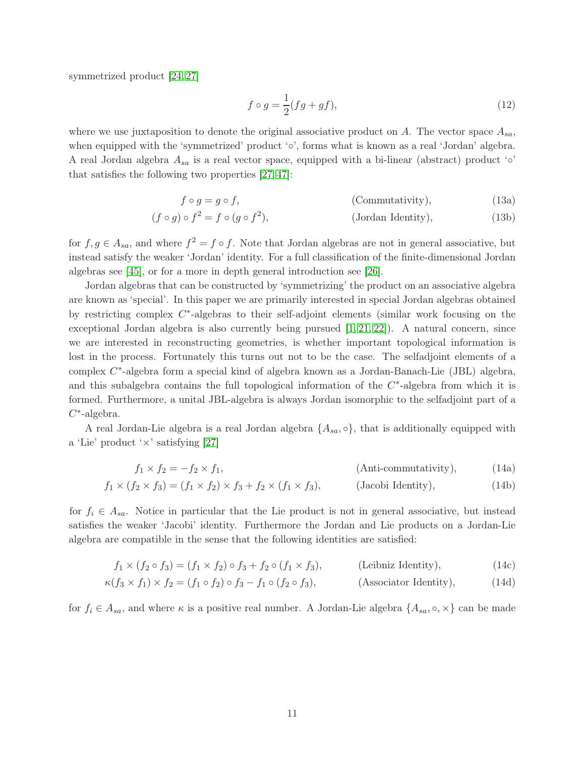symmetrized product [24,27]

$$f \circ g = \frac{1}{2}(fg + gf), \tag{12}$$

where we use juxtaposition to denote the original associative product on $A$. The vector space $A_{sa}$, when equipped with the 'symmetrized' product '$\circ$', forms what is known as a real 'Jordan' algebra. A real Jordan algebra $A_{sa}$ is a real vector space, equipped with a bi-linear (abstract) product '$\circ$' that satisfies the following two properties [27,47]:

$$f \circ g = g \circ f, \qquad \text{(Commutativity)}, \tag{13a}$$

$$(f \circ g) \circ f^2 = f \circ (g \circ f^2), \qquad \text{(Jordan Identity)}, \tag{13b}$$

for $f, g \in A_{sa}$, and where $f^2 = f \circ f$. Note that Jordan algebras are not in general associative, but instead satisfy the weaker 'Jordan' identity. For a full classification of the finite-dimensional Jordan algebras see [45], or for a more in depth general introduction see [26].

Jordan algebras that can be constructed by 'symmetrizing' the product on an associative algebra are known as 'special'. In this paper we are primarily interested in special Jordan algebras obtained by restricting complex $C^*$-algebras to their self-adjoint elements (similar work focusing on the exceptional Jordan algebra is also currently being pursued [1,21,22]). A natural concern, since we are interested in reconstructing geometries, is whether important topological information is lost in the process. Fortunately this turns out not to be the case. The selfadjoint elements of a complex $C^*$-algebra form a special kind of algebra known as a Jordan-Banach-Lie (JBL) algebra, and this subalgebra contains the full topological information of the $C^*$-algebra from which it is formed. Furthermore, a unital JBL-algebra is always Jordan isomorphic to the selfadjoint part of a $C^*$-algebra.

A real Jordan-Lie algebra is a real Jordan algebra $\{A_{sa}, \circ\}$, that is additionally equipped with a 'Lie' product '$\times$' satisfying [27]

$$f_1 \times f_2 = -f_2 \times f_1, \qquad \text{(Anti-commutativity)}, \tag{14a}$$

$$f_1 \times (f_2 \times f_3) = (f_1 \times f_2) \times f_3 + f_2 \times (f_1 \times f_3), \qquad \text{(Jacobi Identity)}, \tag{14b}$$

for $f_i \in A_{sa}$. Notice in particular that the Lie product is not in general associative, but instead satisfies the weaker 'Jacobi' identity. Furthermore the Jordan and Lie products on a Jordan-Lie algebra are compatible in the sense that the following identities are satisfied:

$$f_1 \times (f_2 \circ f_3) = (f_1 \times f_2) \circ f_3 + f_2 \circ (f_1 \times f_3), \qquad \text{(Leibniz Identity)}, \tag{14c}$$

$$\kappa (f_3 \times f_1) \times f_2 = (f_1 \circ f_2) \circ f_3 - f_1 \circ (f_2 \circ f_3), \qquad \text{(Associator Identity)}, \tag{14d}$$

for $f_i \in A_{sa}$, and where $\kappa$ is a positive real number. A Jordan-Lie algebra $\{A_{sa}, \circ, \times\}$ can be made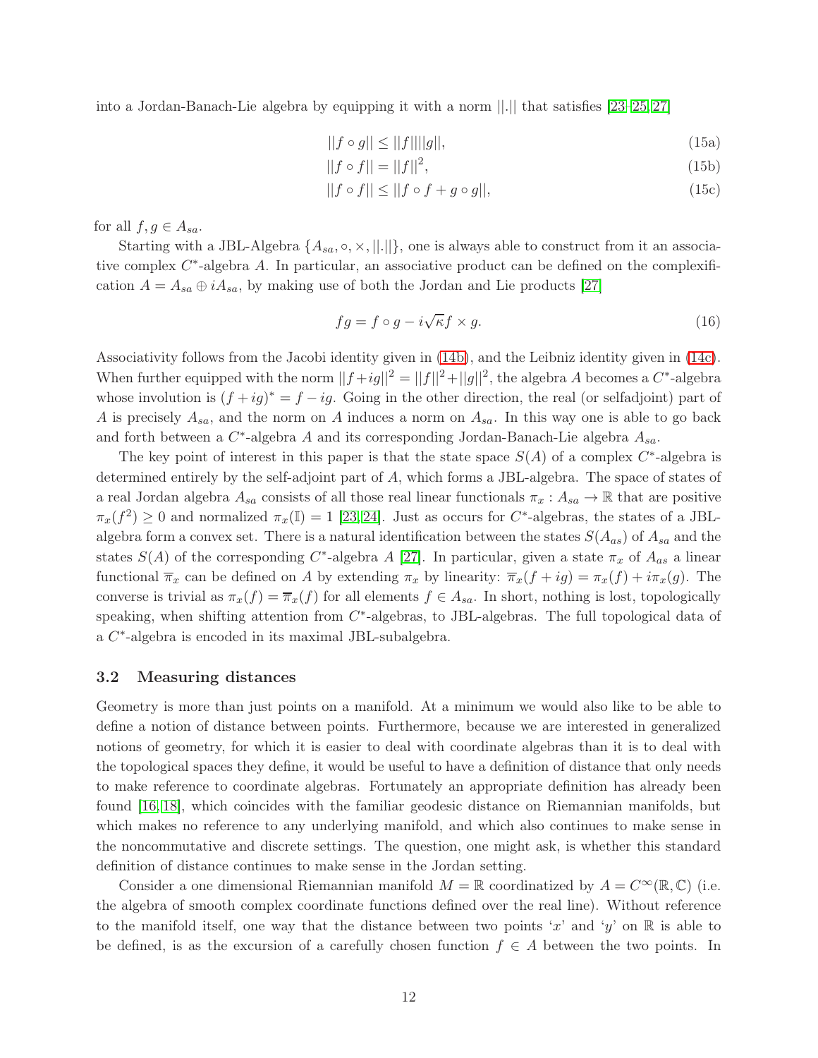into a Jordan-Banach-Lie algebra by equipping it with a norm $||.||$ that satisfies [23–25, 27]

$$||f \circ g|| \leq ||f||||g||, \tag{15a}$$

$$||f \circ f|| = ||f||^2, \tag{15b}$$

$$||f \circ f|| \leq ||f \circ f + g \circ g||, \tag{15c}$$

for all $f, g \in A_{sa}$.

Starting with a JBL-Algebra $\{A_{sa}, \circ, \times, ||.||\}$, one is always able to construct from it an associative complex $C^*$-algebra $A$. In particular, an associative product can be defined on the complexification $A = A_{sa} \oplus iA_{sa}$, by making use of both the Jordan and Lie products [27]

$$fg = f \circ g - i\sqrt{\kappa} f \times g. \tag{16}$$

Associativity follows from the Jacobi identity given in (14b), and the Leibniz identity given in (14c). When further equipped with the norm $||f+ig||^2 = ||f||^2+||g||^2$, the algebra $A$ becomes a $C^*$-algebra whose involution is $(f + ig)^* = f - ig$. Going in the other direction, the real (or selfadjoint) part of $A$ is precisely $A_{sa}$, and the norm on $A$ induces a norm on $A_{sa}$. In this way one is able to go back and forth between a $C^*$-algebra $A$ and its corresponding Jordan-Banach-Lie algebra $A_{sa}$.

The key point of interest in this paper is that the state space $S(A)$ of a complex $C^*$-algebra is determined entirely by the self-adjoint part of $A$, which forms a JBL-algebra. The space of states of a real Jordan algebra $A_{sa}$ consists of all those real linear functionals $\pi_x : A_{sa} \to \mathbb{R}$ that are positive $\pi_x(f^2) \geq 0$ and normalized $\pi_x(\mathbb{I}) = 1$ [23, 24]. Just as occurs for $C^*$-algebras, the states of a JBL-algebra form a convex set. There is a natural identification between the states $S(A_{as})$ of $A_{sa}$ and the states $S(A)$ of the corresponding $C^*$-algebra $A$ [27]. In particular, given a state $\pi_x$ of $A_{as}$ a linear functional $\overline{\pi}_x$ can be defined on $A$ by extending $\pi_x$ by linearity: $\overline{\pi}_x(f + ig) = \pi_x(f) + i\pi_x(g)$. The converse is trivial as $\pi_x(f) = \overline{\pi}_x(f)$ for all elements $f \in A_{sa}$. In short, nothing is lost, topologically speaking, when shifting attention from $C^*$-algebras, to JBL-algebras. The full topological data of a $C^*$-algebra is encoded in its maximal JBL-subalgebra.

### 3.2 Measuring distances

Geometry is more than just points on a manifold. At a minimum we would also like to be able to define a notion of distance between points. Furthermore, because we are interested in generalized notions of geometry, for which it is easier to deal with coordinate algebras than it is to deal with the topological spaces they define, it would be useful to have a definition of distance that only needs to make reference to coordinate algebras. Fortunately an appropriate definition has already been found [16, 18], which coincides with the familiar geodesic distance on Riemannian manifolds, but which makes no reference to any underlying manifold, and which also continues to make sense in the noncommutative and discrete settings. The question, one might ask, is whether this standard definition of distance continues to make sense in the Jordan setting.

Consider a one dimensional Riemannian manifold $M = \mathbb{R}$ coordinatized by $A = C^\infty(\mathbb{R}, \mathbb{C})$ (i.e. the algebra of smooth complex coordinate functions defined over the real line). Without reference to the manifold itself, one way that the distance between two points '$x$' and '$y$' on $\mathbb{R}$ is able to be defined, is as the excursion of a carefully chosen function $f \in A$ between the two points. In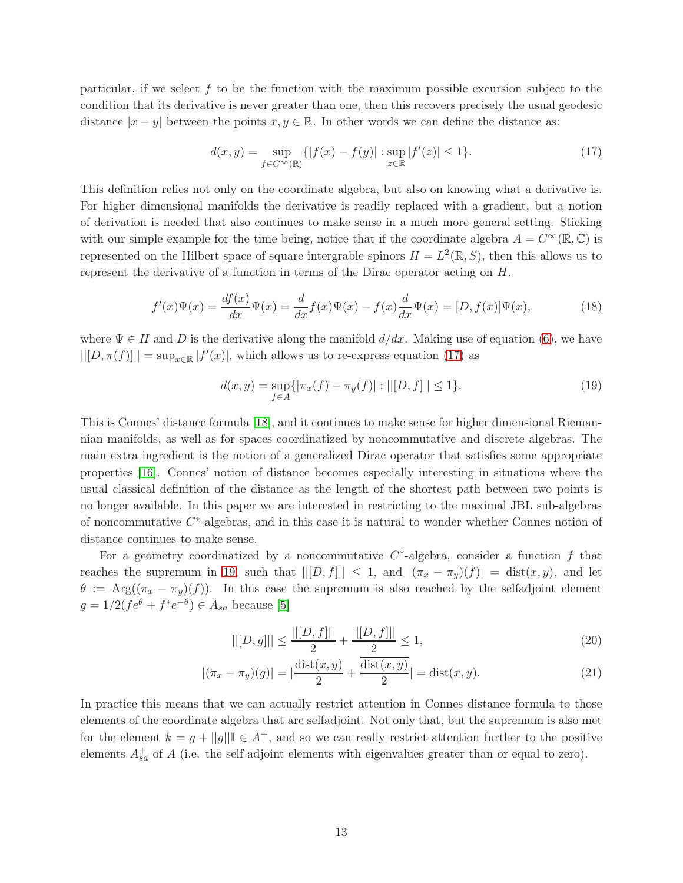particular, if we select $f$ to be the function with the maximum possible excursion subject to the condition that its derivative is never greater than one, then this recovers precisely the usual geodesic distance $|x-y|$ between the points $x, y \in \mathbb{R}$. In other words we can define the distance as:

$$d(x,y) = \sup_{f \in C^\infty(\mathbb{R})} \{|f(x) - f(y)| : \sup_{z \in \mathbb{R}} |f'(z)| \leq 1\}. \tag{17}$$

This definition relies not only on the coordinate algebra, but also on knowing what a derivative is. For higher dimensional manifolds the derivative is readily replaced with a gradient, but a notion of derivation is needed that also continues to make sense in a much more general setting. Sticking with our simple example for the time being, notice that if the coordinate algebra $A = C^\infty(\mathbb{R}, \mathbb{C})$ is represented on the Hilbert space of square intergrable spinors $H = L^2(\mathbb{R}, S)$, then this allows us to represent the derivative of a function in terms of the Dirac operator acting on $H$.

$$f'(x)\Psi(x) = \frac{df(x)}{dx}\Psi(x) = \frac{d}{dx}f(x)\Psi(x) - f(x)\frac{d}{dx}\Psi(x) = [D, f(x)]\Psi(x), \tag{18}$$

where $\Psi \in H$ and $D$ is the derivative along the manifold $d/dx$. Making use of equation (6), we have $||[D, \pi(f)]|| = \sup_{x \in \mathbb{R}} |f'(x)|$, which allows us to re-express equation (17) as

$$d(x,y) = \sup_{f \in A}\{|\pi_x(f) - \pi_y(f)| : ||[D,f]|| \leq 1\}. \tag{19}$$

This is Connes' distance formula [18], and it continues to make sense for higher dimensional Riemannian manifolds, as well as for spaces coordinatized by noncommutative and discrete algebras. The main extra ingredient is the notion of a generalized Dirac operator that satisfies some appropriate properties [16]. Connes' notion of distance becomes especially interesting in situations where the usual classical definition of the distance as the length of the shortest path between two points is no longer available. In this paper we are interested in restricting to the maximal JBL sub-algebras of noncommutative $C^*$-algebras, and in this case it is natural to wonder whether Connes notion of distance continues to make sense.

For a geometry coordinatized by a noncommutative $C^*$-algebra, consider a function $f$ that reaches the supremum in 19, such that $||[D,f]|| \leq 1$, and $|(\pi_x - \pi_y)(f)| = \text{dist}(x,y)$, and let $\theta := \text{Arg}((\pi_x - \pi_y)(f))$. In this case the supremum is also reached by the selfadjoint element $g = 1/2(fe^\theta + f^* e^{-\theta}) \in A_{sa}$ because [5]

$$||[D,g]|| \leq \frac{||[D,f]||}{2} + \frac{||[D,f]||}{2} \leq 1, \tag{20}$$

$$|(\pi_x - \pi_y)(g)| = |\frac{\text{dist}(x,y)}{2} + \frac{\overline{\text{dist}(x,y)}}{2}| = \text{dist}(x,y). \tag{21}$$

In practice this means that we can actually restrict attention in Connes distance formula to those elements of the coordinate algebra that are selfadjoint. Not only that, but the supremum is also met for the element $k = g + ||g||\mathbb{I} \in A^+$, and so we can really restrict attention further to the positive elements $A^+_{sa}$ of $A$ (i.e. the self adjoint elements with eigenvalues greater than or equal to zero).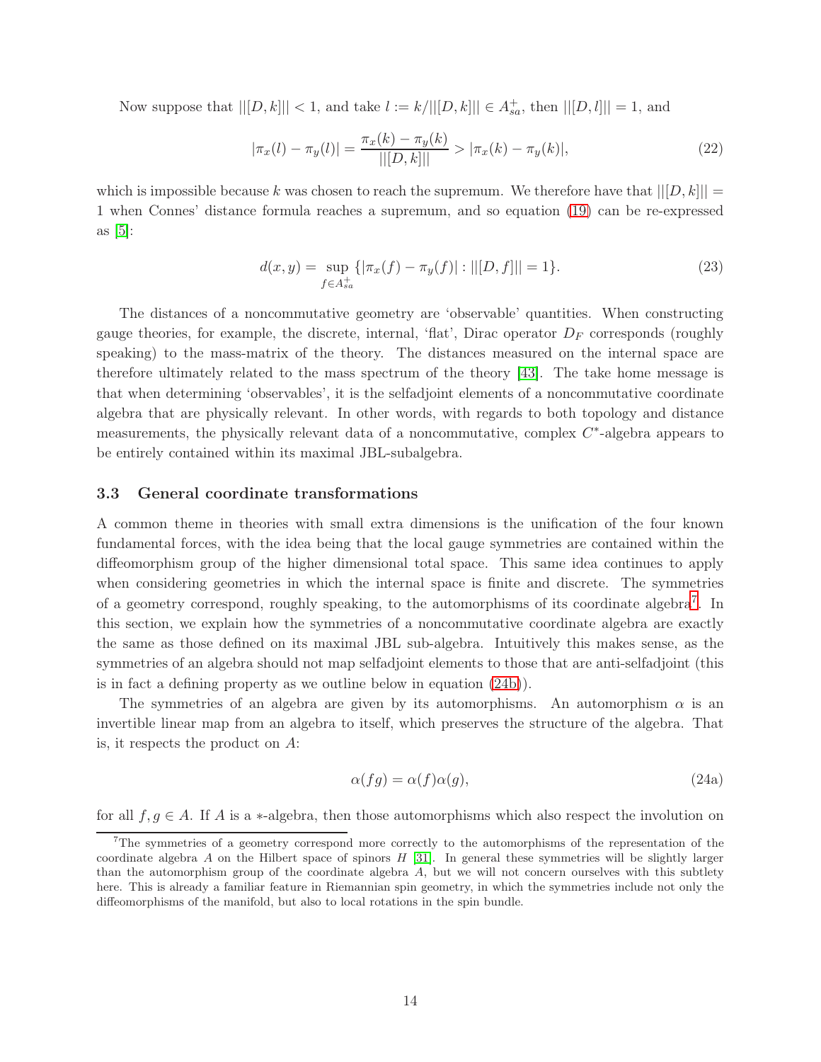Now suppose that $||[D,k]|| < 1$, and take $l := k/||[D,k]|| \in A^+_{sa}$, then $||[D,l]|| = 1$, and

$$|\pi_x(l) - \pi_y(l)| = \frac{\pi_x(k) - \pi_y(k)}{||[D,k]||} > |\pi_x(k) - \pi_y(k)|, \tag{22}$$

which is impossible because $k$ was chosen to reach the supremum. We therefore have that $||[D,k]|| = 1$ when Connes' distance formula reaches a supremum, and so equation (19) can be re-expressed as [5]:

$$d(x,y) = \sup_{f \in A^+_{sa}} \{|\pi_x(f) - \pi_y(f)| : ||[D,f]|| = 1\}. \tag{23}$$

The distances of a noncommutative geometry are 'observable' quantities. When constructing gauge theories, for example, the discrete, internal, 'flat', Dirac operator $D_F$ corresponds (roughly speaking) to the mass-matrix of the theory. The distances measured on the internal space are therefore ultimately related to the mass spectrum of the theory [43]. The take home message is that when determining 'observables', it is the selfadjoint elements of a noncommutative coordinate algebra that are physically relevant. In other words, with regards to both topology and distance measurements, the physically relevant data of a noncommutative, complex $C^*$-algebra appears to be entirely contained within its maximal JBL-subalgebra.

### 3.3 General coordinate transformations

A common theme in theories with small extra dimensions is the unification of the four known fundamental forces, with the idea being that the local gauge symmetries are contained within the diffeomorphism group of the higher dimensional total space. This same idea continues to apply when considering geometries in which the internal space is finite and discrete. The symmetries of a geometry correspond, roughly speaking, to the automorphisms of its coordinate algebra[7]. In this section, we explain how the symmetries of a noncommutative coordinate algebra are exactly the same as those defined on its maximal JBL sub-algebra. Intuitively this makes sense, as the symmetries of an algebra should not map selfadjoint elements to those that are anti-selfadjoint (this is in fact a defining property as we outline below in equation (24b)).

The symmetries of an algebra are given by its automorphisms. An automorphism $\alpha$ is an invertible linear map from an algebra to itself, which preserves the structure of the algebra. That is, it respects the product on $A$:

$$\alpha(fg) = \alpha(f)\alpha(g), \tag{24a}$$

for all $f, g \in A$. If $A$ is a $*$-algebra, then those automorphisms which also respect the involution on

[7] The symmetries of a geometry correspond more correctly to the automorphisms of the representation of the coordinate algebra $A$ on the Hilbert space of spinors $H$ [31]. In general these symmetries will be slightly larger than the automorphism group of the coordinate algebra $A$, but we will not concern ourselves with this subtlety here. This is already a familiar feature in Riemannian spin geometry, in which the symmetries include not only the diffeomorphisms of the manifold, but also to local rotations in the spin bundle.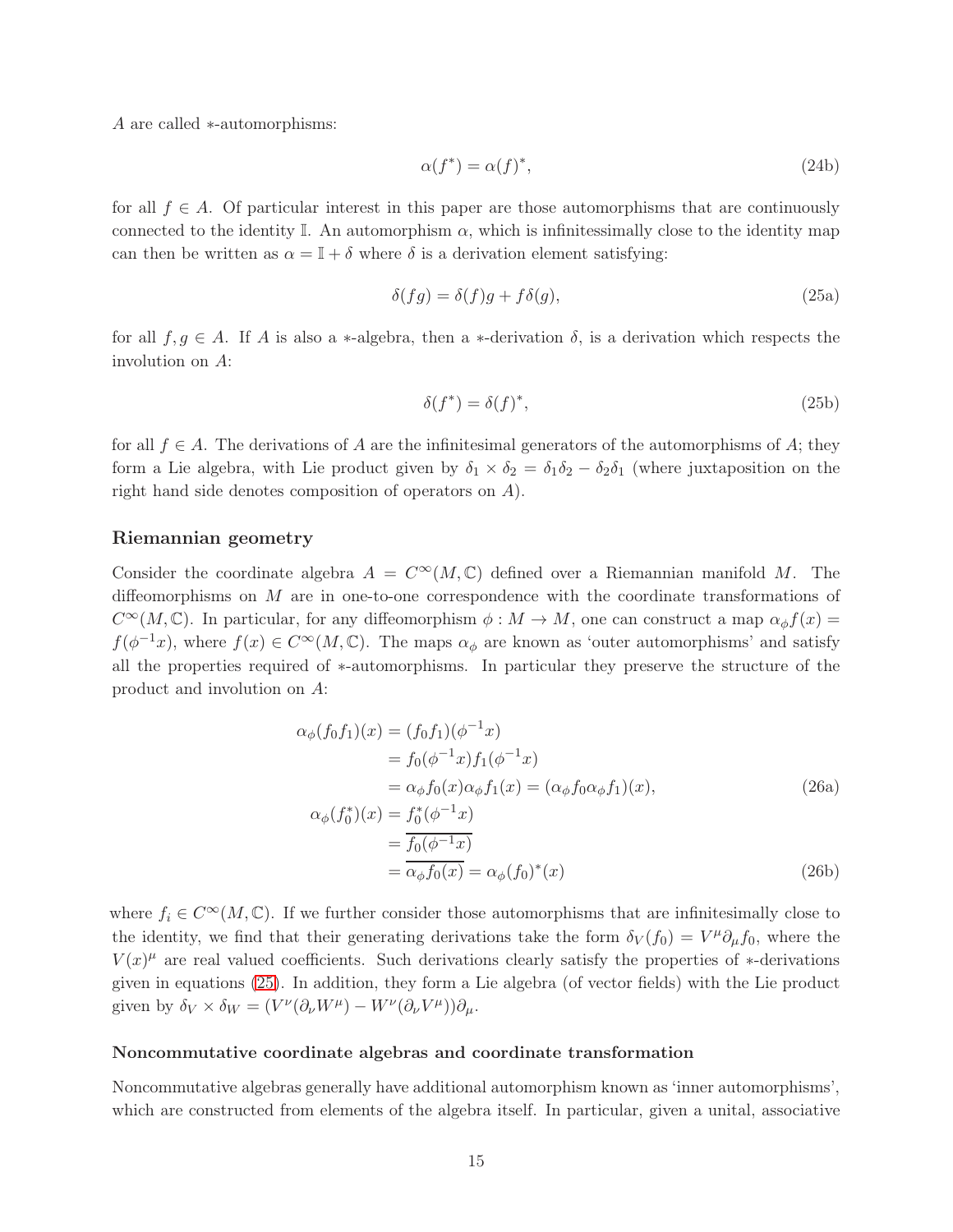$A$ are called $*$-automorphisms:

$$\alpha(f^*) = \alpha(f)^*, \tag{24b}$$

for all $f \in A$. Of particular interest in this paper are those automorphisms that are continuously connected to the identity $\mathbb{I}$. An automorphism $\alpha$, which is infinitessimally close to the identity map can then be written as $\alpha = \mathbb{I} + \delta$ where $\delta$ is a derivation element satisfying:

$$\delta(fg) = \delta(f)g + f\delta(g), \tag{25a}$$

for all $f, g \in A$. If $A$ is also a $*$-algebra, then a $*$-derivation $\delta$, is a derivation which respects the involution on $A$:

$$\delta(f^*) = \delta(f)^*, \tag{25b}$$

for all $f \in A$. The derivations of $A$ are the infinitesimal generators of the automorphisms of $A$; they form a Lie algebra, with Lie product given by $\delta_1 \times \delta_2 = \delta_1\delta_2 - \delta_2\delta_1$ (where juxtaposition on the right hand side denotes composition of operators on $A$).

### Riemannian geometry

Consider the coordinate algebra $A = C^\infty(M, \mathbb{C})$ defined over a Riemannian manifold $M$. The diffeomorphisms on $M$ are in one-to-one correspondence with the coordinate transformations of $C^\infty(M, \mathbb{C})$. In particular, for any diffeomorphism $\phi : M \to M$, one can construct a map $\alpha_\phi f(x) = f(\phi^{-1}x)$, where $f(x) \in C^\infty(M, \mathbb{C})$. The maps $\alpha_\phi$ are known as 'outer automorphisms' and satisfy all the properties required of $*$-automorphisms. In particular they preserve the structure of the product and involution on $A$:

$$\begin{aligned}
\alpha_\phi(f_0 f_1)(x) &= (f_0 f_1)(\phi^{-1}x) \\
&= f_0(\phi^{-1}x) f_1(\phi^{-1}x) \\
&= \alpha_\phi f_0(x) \alpha_\phi f_1(x) = (\alpha_\phi f_0 \alpha_\phi f_1)(x), 
\end{aligned} \tag{26a}$$

$$\begin{aligned}
\alpha_\phi(f_0^*)(x) &= f_0^*(\phi^{-1}x) \\
&= \overline{f_0(\phi^{-1}x)} \\
&= \overline{\alpha_\phi f_0(x)} = \alpha_\phi(f_0)^*(x)
\end{aligned} \tag{26b}$$

where $f_i \in C^\infty(M, \mathbb{C})$. If we further consider those automorphisms that are infinitesimally close to the identity, we find that their generating derivations take the form $\delta_V(f_0) = V^\mu \partial_\mu f_0$, where the $V(x)^\mu$ are real valued coefficients. Such derivations clearly satisfy the properties of $*$-derivations given in equations (25). In addition, they form a Lie algebra (of vector fields) with the Lie product given by $\delta_V \times \delta_W = (V^\nu(\partial_\nu W^\mu) - W^\nu(\partial_\nu V^\mu))\partial_\mu$.

#### Noncommutative coordinate algebras and coordinate transformation

Noncommutative algebras generally have additional automorphism known as 'inner automorphisms', which are constructed from elements of the algebra itself. In particular, given a unital, associative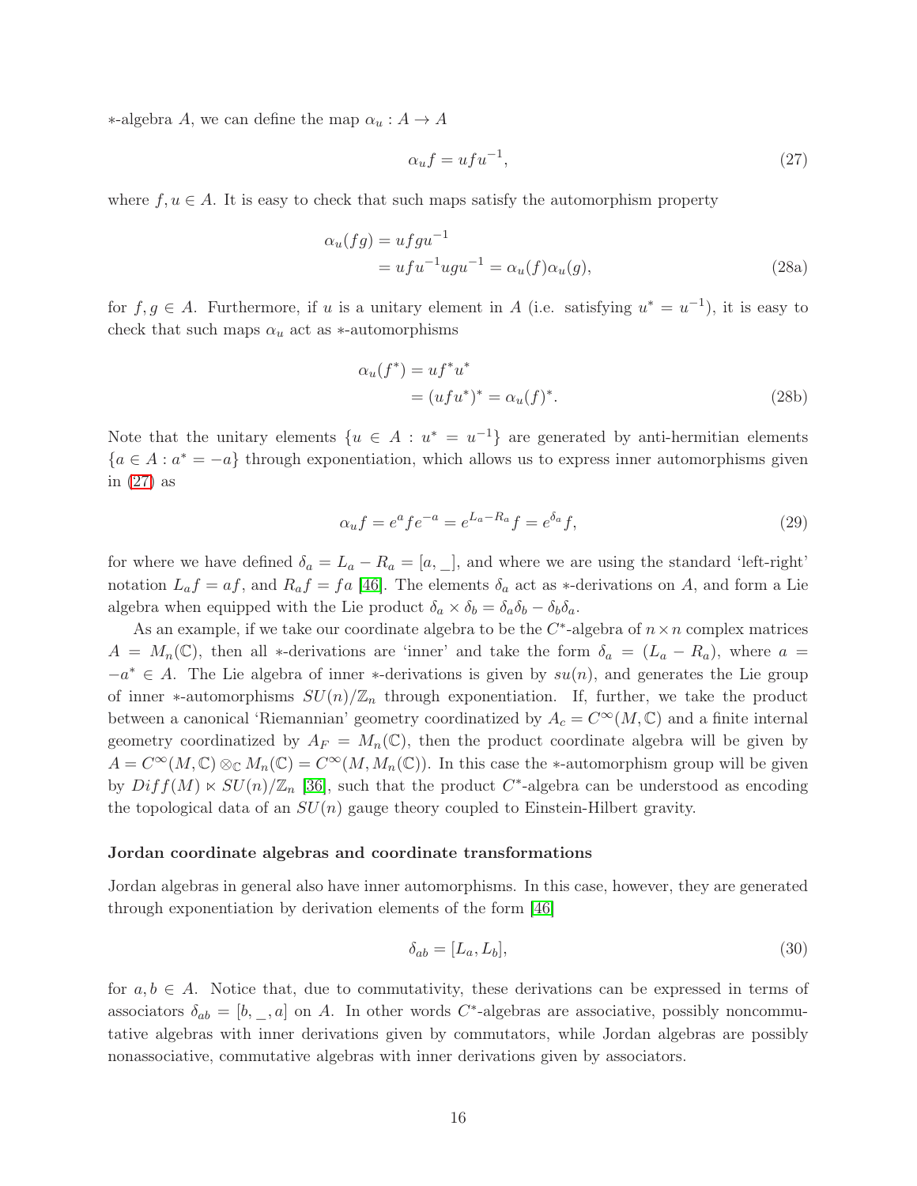$*$-algebra $A$, we can define the map $\alpha_u : A \to A$

$$\alpha_u f = u f u^{-1}, \tag{27}$$

where $f, u \in A$. It is easy to check that such maps satisfy the automorphism property

$$\begin{aligned} \alpha_u(fg) &= u f g u^{-1} \\ &= u f u^{-1} u g u^{-1} = \alpha_u(f)\alpha_u(g), \end{aligned} \tag{28a}$$

for $f, g \in A$. Furthermore, if $u$ is a unitary element in $A$ (i.e. satisfying $u^* = u^{-1}$), it is easy to check that such maps $\alpha_u$ act as $*$-automorphisms

$$\begin{aligned} \alpha_u(f^*) &= u f^* u^* \\ &= (u f u^*)^* = \alpha_u(f)^*. \end{aligned} \tag{28b}$$

Note that the unitary elements $\{u \in A : u^* = u^{-1}\}$ are generated by anti-hermitian elements $\{a \in A : a^* = -a\}$ through exponentiation, which allows us to express inner automorphisms given in (27) as

$$\alpha_u f = e^a f e^{-a} = e^{L_a - R_a} f = e^{\delta_a} f, \tag{29}$$

for where we have defined $\delta_a = L_a - R_a = [a, \_]$, and where we are using the standard 'left-right' notation $L_a f = af$, and $R_a f = fa$ [46]. The elements $\delta_a$ act as $*$-derivations on $A$, and form a Lie algebra when equipped with the Lie product $\delta_a \times \delta_b = \delta_a\delta_b - \delta_b\delta_a$.

As an example, if we take our coordinate algebra to be the $C^*$-algebra of $n \times n$ complex matrices $A = M_n(\mathbb{C})$, then all $*$-derivations are 'inner' and take the form $\delta_a = (L_a - R_a)$, where $a = -a^* \in A$. The Lie algebra of inner $*$-derivations is given by $su(n)$, and generates the Lie group of inner $*$-automorphisms $SU(n)/\mathbb{Z}_n$ through exponentiation. If, further, we take the product between a canonical 'Riemannian' geometry coordinatized by $A_c = C^\infty(M, \mathbb{C})$ and a finite internal geometry coordinatized by $A_F = M_n(\mathbb{C})$, then the product coordinate algebra will be given by $A = C^\infty(M, \mathbb{C}) \otimes_{\mathbb{C}} M_n(\mathbb{C}) = C^\infty(M, M_n(\mathbb{C}))$. In this case the $*$-automorphism group will be given by $Diff(M) \ltimes SU(n)/\mathbb{Z}_n$ [36], such that the product $C^*$-algebra can be understood as encoding the topological data of an $SU(n)$ gauge theory coupled to Einstein-Hilbert gravity.

**Jordan coordinate algebras and coordinate transformations**

Jordan algebras in general also have inner automorphisms. In this case, however, they are generated through exponentiation by derivation elements of the form [46]

$$\delta_{ab} = [L_a, L_b], \tag{30}$$

for $a, b \in A$. Notice that, due to commutativity, these derivations can be expressed in terms of associators $\delta_{ab} = [b, \_, a]$ on $A$. In other words $C^*$-algebras are associative, possibly noncommutative algebras with inner derivations given by commutators, while Jordan algebras are possibly nonassociative, commutative algebras with inner derivations given by associators.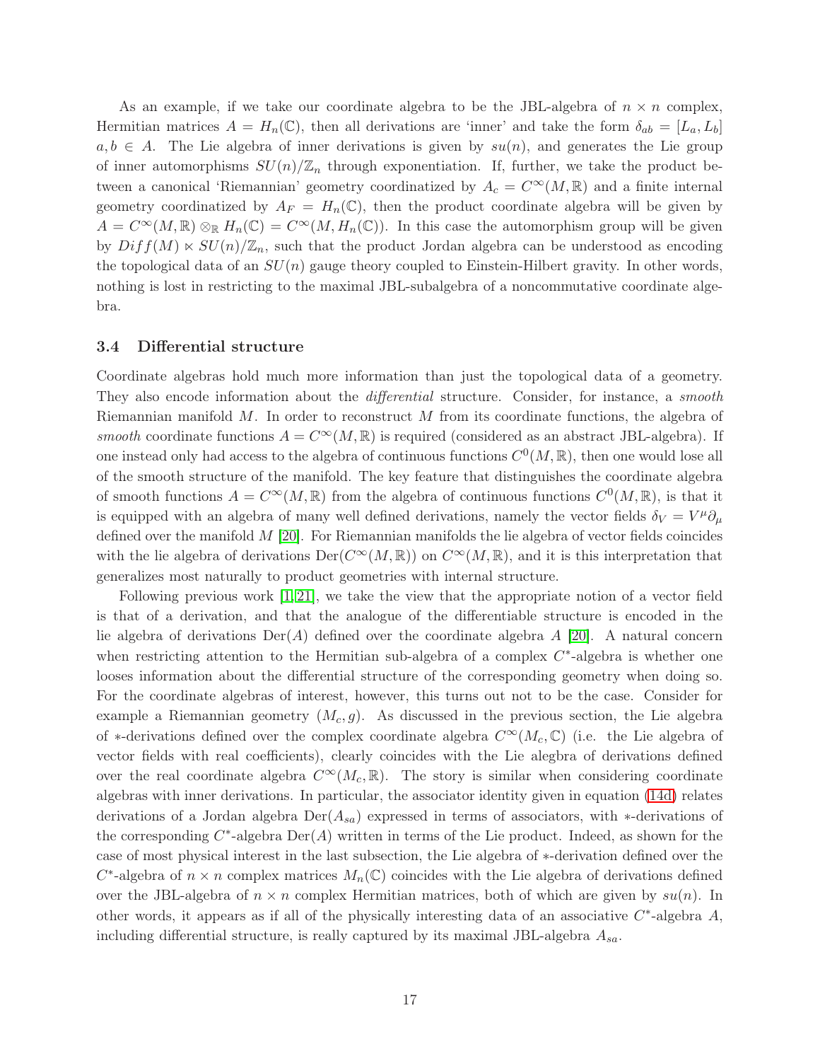As an example, if we take our coordinate algebra to be the JBL-algebra of $n \times n$ complex, Hermitian matrices $A = H_n(\mathbb{C})$, then all derivations are 'inner' and take the form $\delta_{ab} = [L_a, L_b]$ $a, b \in A$. The Lie algebra of inner derivations is given by $su(n)$, and generates the Lie group of inner automorphisms $SU(n)/\mathbb{Z}_n$ through exponentiation. If, further, we take the product between a canonical 'Riemannian' geometry coordinatized by $A_c = C^\infty(M, \mathbb{R})$ and a finite internal geometry coordinatized by $A_F = H_n(\mathbb{C})$, then the product coordinate algebra will be given by $A = C^\infty(M, \mathbb{R}) \otimes_{\mathbb{R}} H_n(\mathbb{C}) = C^\infty(M, H_n(\mathbb{C}))$. In this case the automorphism group will be given by $Diff(M) \ltimes SU(n)/\mathbb{Z}_n$, such that the product Jordan algebra can be understood as encoding the topological data of an $SU(n)$ gauge theory coupled to Einstein-Hilbert gravity. In other words, nothing is lost in restricting to the maximal JBL-subalgebra of a noncommutative coordinate algebra.

### 3.4 Differential structure

Coordinate algebras hold much more information than just the topological data of a geometry. They also encode information about the *differential* structure. Consider, for instance, a *smooth* Riemannian manifold $M$. In order to reconstruct $M$ from its coordinate functions, the algebra of *smooth* coordinate functions $A = C^\infty(M, \mathbb{R})$ is required (considered as an abstract JBL-algebra). If one instead only had access to the algebra of continuous functions $C^0(M, \mathbb{R})$, then one would lose all of the smooth structure of the manifold. The key feature that distinguishes the coordinate algebra of smooth functions $A = C^\infty(M, \mathbb{R})$ from the algebra of continuous functions $C^0(M, \mathbb{R})$, is that it is equipped with an algebra of many well defined derivations, namely the vector fields $\delta_V = V^\mu \partial_\mu$ defined over the manifold $M$ [20]. For Riemannian manifolds the lie algebra of vector fields coincides with the lie algebra of derivations $\mathrm{Der}(C^\infty(M, \mathbb{R}))$ on $C^\infty(M, \mathbb{R})$, and it is this interpretation that generalizes most naturally to product geometries with internal structure.

Following previous work [1,21], we take the view that the appropriate notion of a vector field is that of a derivation, and that the analogue of the differentiable structure is encoded in the lie algebra of derivations $\mathrm{Der}(A)$ defined over the coordinate algebra $A$ [20]. A natural concern when restricting attention to the Hermitian sub-algebra of a complex $C^*$-algebra is whether one looses information about the differential structure of the corresponding geometry when doing so. For the coordinate algebras of interest, however, this turns out not to be the case. Consider for example a Riemannian geometry $(M_c, g)$. As discussed in the previous section, the Lie algebra of $*$-derivations defined over the complex coordinate algebra $C^\infty(M_c, \mathbb{C})$ (i.e. the Lie algebra of vector fields with real coefficients), clearly coincides with the Lie alegbra of derivations defined over the real coordinate algebra $C^\infty(M_c, \mathbb{R})$. The story is similar when considering coordinate algebras with inner derivations. In particular, the associator identity given in equation (14d) relates derivations of a Jordan algebra $\mathrm{Der}(A_{sa})$ expressed in terms of associators, with $*$-derivations of the corresponding $C^*$-algebra $\mathrm{Der}(A)$ written in terms of the Lie product. Indeed, as shown for the case of most physical interest in the last subsection, the Lie algebra of $*$-derivation defined over the $C^*$-algebra of $n \times n$ complex matrices $M_n(\mathbb{C})$ coincides with the Lie algebra of derivations defined over the JBL-algebra of $n \times n$ complex Hermitian matrices, both of which are given by $su(n)$. In other words, it appears as if all of the physically interesting data of an associative $C^*$-algebra $A$, including differential structure, is really captured by its maximal JBL-algebra $A_{sa}$.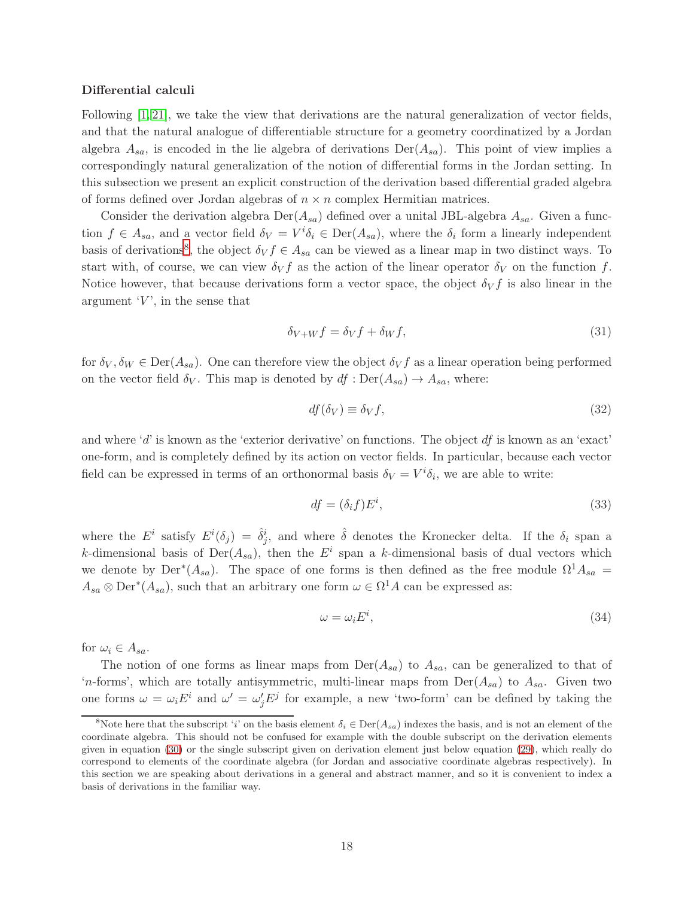**Differential calculi**

Following [1, 21], we take the view that derivations are the natural generalization of vector fields, and that the natural analogue of differentiable structure for a geometry coordinatized by a Jordan algebra $A_{sa}$, is encoded in the lie algebra of derivations $\mathrm{Der}(A_{sa})$. This point of view implies a correspondingly natural generalization of the notion of differential forms in the Jordan setting. In this subsection we present an explicit construction of the derivation based differential graded algebra of forms defined over Jordan algebras of $n \times n$ complex Hermitian matrices.

Consider the derivation algebra $\mathrm{Der}(A_{sa})$ defined over a unital JBL-algebra $A_{sa}$. Given a function $f \in A_{sa}$, and a vector field $\delta_V = V^i \delta_i \in \mathrm{Der}(A_{sa})$, where the $\delta_i$ form a linearly independent basis of derivations[8], the object $\delta_V f \in A_{sa}$ can be viewed as a linear map in two distinct ways. To start with, of course, we can view $\delta_V f$ as the action of the linear operator $\delta_V$ on the function $f$. Notice however, that because derivations form a vector space, the object $\delta_V f$ is also linear in the argument '$V$', in the sense that

$$\delta_{V+W} f = \delta_V f + \delta_W f, \tag{31}$$

for $\delta_V, \delta_W \in \mathrm{Der}(A_{sa})$. One can therefore view the object $\delta_V f$ as a linear operation being performed on the vector field $\delta_V$. This map is denoted by $df : \mathrm{Der}(A_{sa}) \to A_{sa}$, where:

$$df(\delta_V) \equiv \delta_V f, \tag{32}$$

and where '$d$' is known as the 'exterior derivative' on functions. The object $df$ is known as an 'exact' one-form, and is completely defined by its action on vector fields. In particular, because each vector field can be expressed in terms of an orthonormal basis $\delta_V = V^i \delta_i$, we are able to write:

$$df = (\delta_i f) E^i, \tag{33}$$

where the $E^i$ satisfy $E^i(\delta_j) = \hat{\delta}^i_j$, and where $\hat{\delta}$ denotes the Kronecker delta. If the $\delta_i$ span a $k$-dimensional basis of $\mathrm{Der}(A_{sa})$, then the $E^i$ span a $k$-dimensional basis of dual vectors which we denote by $\mathrm{Der}^*(A_{sa})$. The space of one forms is then defined as the free module $\Omega^1 A_{sa} = A_{sa} \otimes \mathrm{Der}^*(A_{sa})$, such that an arbitrary one form $\omega \in \Omega^1 A$ can be expressed as:

$$\omega = \omega_i E^i, \tag{34}$$

for $\omega_i \in A_{sa}$.

The notion of one forms as linear maps from $\mathrm{Der}(A_{sa})$ to $A_{sa}$, can be generalized to that of '$n$-forms', which are totally antisymmetric, multi-linear maps from $\mathrm{Der}(A_{sa})$ to $A_{sa}$. Given two one forms $\omega = \omega_i E^i$ and $\omega' = \omega'_j E^j$ for example, a new 'two-form' can be defined by taking the

[8] Note here that the subscript '$i$' on the basis element $\delta_i \in \mathrm{Der}(A_{sa})$ indexes the basis, and is not an element of the coordinate algebra. This should not be confused for example with the double subscript on the derivation elements given in equation (30) or the single subscript given on derivation element just below equation (29), which really do correspond to elements of the coordinate algebra (for Jordan and associative coordinate algebras respectively). In this section we are speaking about derivations in a general and abstract manner, and so it is convenient to index a basis of derivations in the familiar way.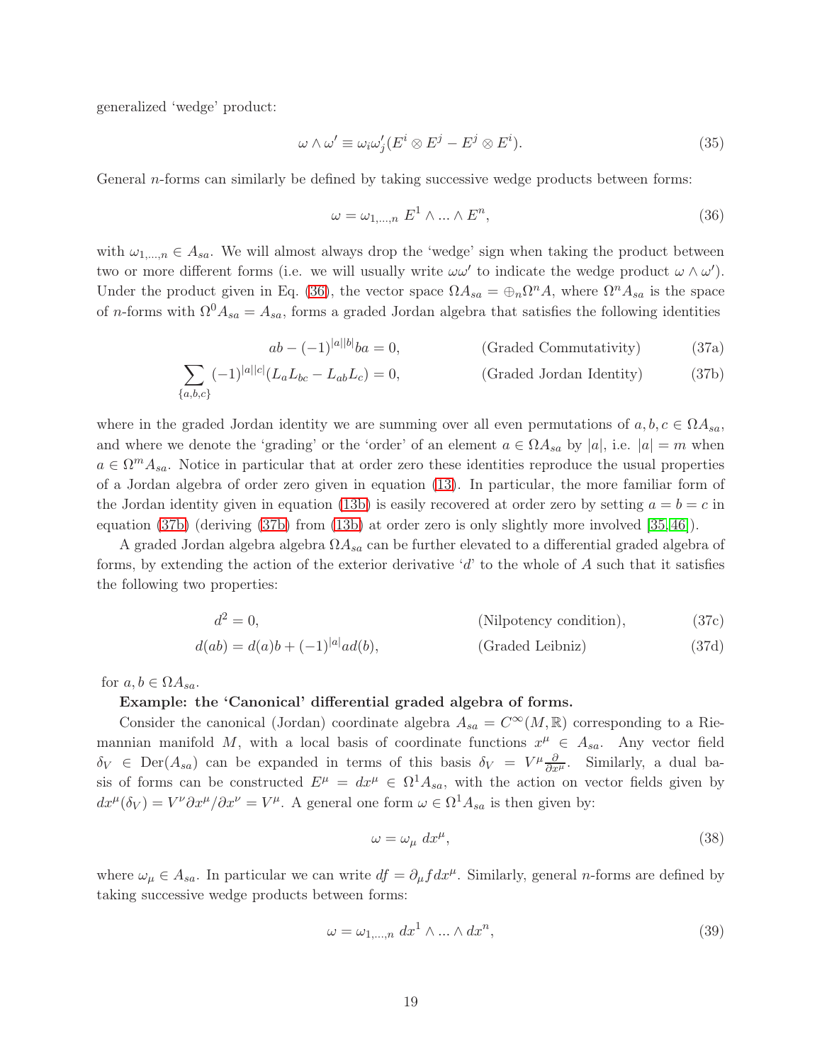generalized 'wedge' product:

$$\omega \wedge \omega' \equiv \omega_i \omega'_j (E^i \otimes E^j - E^j \otimes E^i). \tag{35}$$

General $n$-forms can similarly be defined by taking successive wedge products between forms:

$$\omega = \omega_{1,...,n} \; E^1 \wedge ... \wedge E^n, \tag{36}$$

with $\omega_{1,...,n} \in A_{sa}$. We will almost always drop the 'wedge' sign when taking the product between two or more different forms (i.e. we will usually write $\omega\omega'$ to indicate the wedge product $\omega \wedge \omega'$). Under the product given in Eq. (36), the vector space $\Omega A_{sa} = \oplus_n \Omega^n A$, where $\Omega^n A_{sa}$ is the space of $n$-forms with $\Omega^0 A_{sa} = A_{sa}$, forms a graded Jordan algebra that satisfies the following identities

$$ab - (-1)^{|a||b|} ba = 0, \qquad \text{(Graded Commutativity)} \tag{37a}$$

$$\sum_{\{a,b,c\}} (-1)^{|a||c|} (L_a L_{bc} - L_{ab} L_c) = 0, \qquad \text{(Graded Jordan Identity)} \tag{37b}$$

where in the graded Jordan identity we are summing over all even permutations of $a, b, c \in \Omega A_{sa}$, and where we denote the 'grading' or the 'order' of an element $a \in \Omega A_{sa}$ by $|a|$, i.e. $|a| = m$ when $a \in \Omega^m A_{sa}$. Notice in particular that at order zero these identities reproduce the usual properties of a Jordan algebra of order zero given in equation (13). In particular, the more familiar form of the Jordan identity given in equation (13b) is easily recovered at order zero by setting $a = b = c$ in equation (37b) (deriving (37b) from (13b) at order zero is only slightly more involved [35, 46]).

A graded Jordan algebra algebra $\Omega A_{sa}$ can be further elevated to a differential graded algebra of forms, by extending the action of the exterior derivative '$d$' to the whole of $A$ such that it satisfies the following two properties:

$$d^2 = 0, \qquad \text{(Nilpotency condition)}, \tag{37c}$$

$$d(ab) = d(a)b + (-1)^{|a|} a d(b), \qquad \text{(Graded Leibniz)} \tag{37d}$$

for $a, b \in \Omega A_{sa}$.

**Example: the 'Canonical' differential graded algebra of forms.**

Consider the canonical (Jordan) coordinate algebra $A_{sa} = C^\infty(M, \mathbb{R})$ corresponding to a Riemannian manifold $M$, with a local basis of coordinate functions $x^\mu \in A_{sa}$. Any vector field $\delta_V \in \text{Der}(A_{sa})$ can be expanded in terms of this basis $\delta_V = V^\mu \frac{\partial}{\partial x^\mu}$. Similarly, a dual basis of forms can be constructed $E^\mu = dx^\mu \in \Omega^1 A_{sa}$, with the action on vector fields given by $dx^\mu(\delta_V) = V^\nu \partial x^\mu / \partial x^\nu = V^\mu$. A general one form $\omega \in \Omega^1 A_{sa}$ is then given by:

$$\omega = \omega_\mu \; dx^\mu, \tag{38}$$

where $\omega_\mu \in A_{sa}$. In particular we can write $df = \partial_\mu f dx^\mu$. Similarly, general $n$-forms are defined by taking successive wedge products between forms:

$$\omega = \omega_{1,...,n} \; dx^1 \wedge ... \wedge dx^n, \tag{39}$$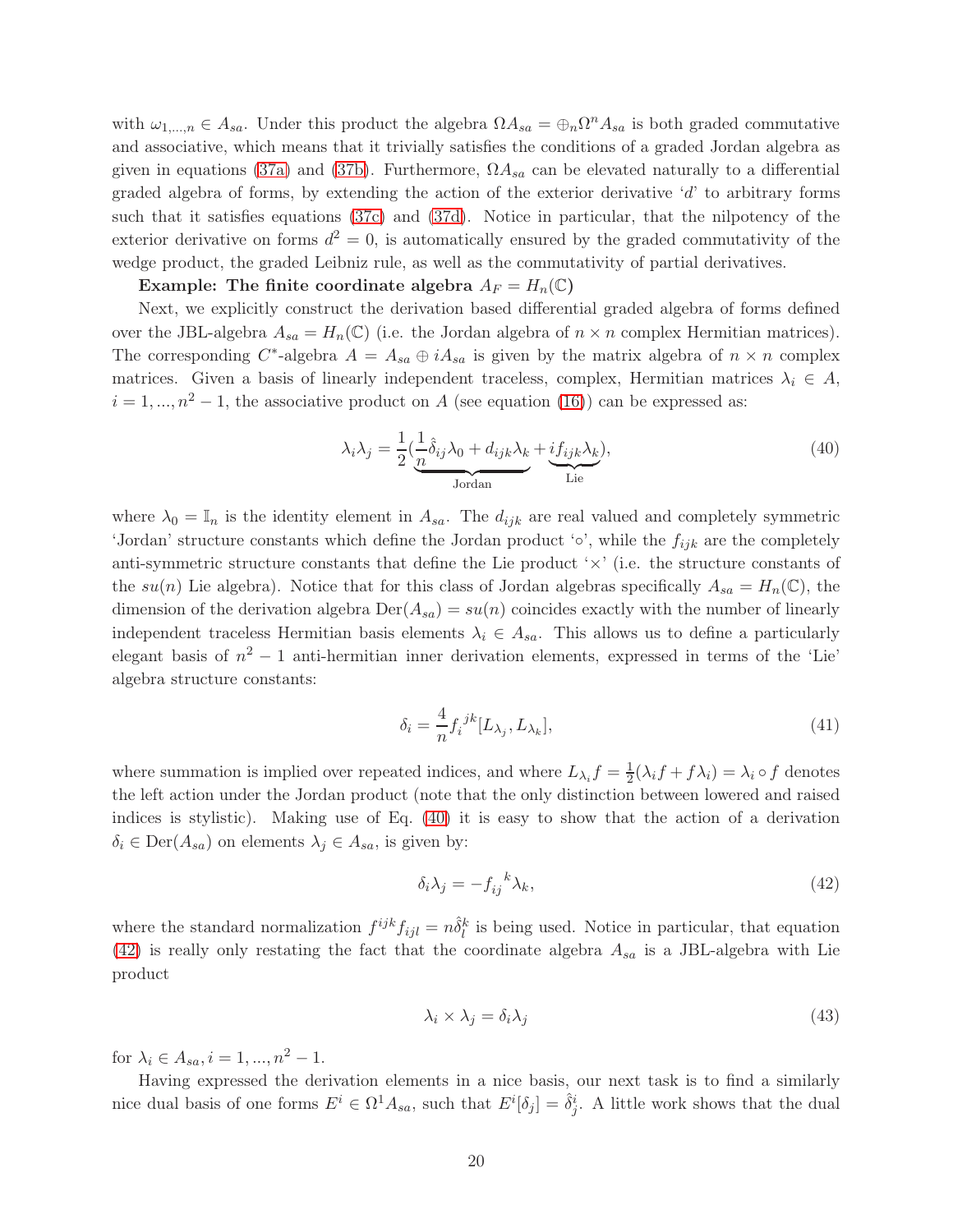with $\omega_{1,...,n} \in A_{sa}$. Under this product the algebra $\Omega A_{sa} = \oplus_n \Omega^n A_{sa}$ is both graded commutative and associative, which means that it trivially satisfies the conditions of a graded Jordan algebra as given in equations (37a) and (37b). Furthermore, $\Omega A_{sa}$ can be elevated naturally to a differential graded algebra of forms, by extending the action of the exterior derivative '$d$' to arbitrary forms such that it satisfies equations (37c) and (37d). Notice in particular, that the nilpotency of the exterior derivative on forms $d^2 = 0$, is automatically ensured by the graded commutativity of the wedge product, the graded Leibniz rule, as well as the commutativity of partial derivatives.

**Example: The finite coordinate algebra $A_F = H_n(\mathbb{C})$**

Next, we explicitly construct the derivation based differential graded algebra of forms defined over the JBL-algebra $A_{sa} = H_n(\mathbb{C})$ (i.e. the Jordan algebra of $n \times n$ complex Hermitian matrices). The corresponding $C^*$-algebra $A = A_{sa} \oplus iA_{sa}$ is given by the matrix algebra of $n \times n$ complex matrices. Given a basis of linearly independent traceless, complex, Hermitian matrices $\lambda_i \in A$, $i = 1, ..., n^2 - 1$, the associative product on $A$ (see equation (16)) can be expressed as:

$$\lambda_i \lambda_j = \frac{1}{2}(\underbrace{\frac{1}{n}\hat{\delta}_{ij}\lambda_0 + d_{ijk}\lambda_k}_{\text{Jordan}} + \underbrace{if_{ijk}\lambda_k}_{\text{Lie}}), \tag{40}$$

where $\lambda_0 = \mathbb{I}_n$ is the identity element in $A_{sa}$. The $d_{ijk}$ are real valued and completely symmetric 'Jordan' structure constants which define the Jordan product '$\circ$', while the $f_{ijk}$ are the completely anti-symmetric structure constants that define the Lie product '$\times$' (i.e. the structure constants of the $su(n)$ Lie algebra). Notice that for this class of Jordan algebras specifically $A_{sa} = H_n(\mathbb{C})$, the dimension of the derivation algebra $\mathrm{Der}(A_{sa}) = su(n)$ coincides exactly with the number of linearly independent traceless Hermitian basis elements $\lambda_i \in A_{sa}$. This allows us to define a particularly elegant basis of $n^2 - 1$ anti-hermitian inner derivation elements, expressed in terms of the 'Lie' algebra structure constants:

$$\delta_i = \frac{4}{n} f_i{}^{jk} [L_{\lambda_j}, L_{\lambda_k}], \tag{41}$$

where summation is implied over repeated indices, and where $L_{\lambda_i} f = \frac{1}{2}(\lambda_i f + f\lambda_i) = \lambda_i \circ f$ denotes the left action under the Jordan product (note that the only distinction between lowered and raised indices is stylistic). Making use of Eq. (40) it is easy to show that the action of a derivation $\delta_i \in \mathrm{Der}(A_{sa})$ on elements $\lambda_j \in A_{sa}$, is given by:

$$\delta_i \lambda_j = -f_{ij}{}^k \lambda_k, \tag{42}$$

where the standard normalization $f^{ijk} f_{ijl} = n\hat{\delta}^k_l$ is being used. Notice in particular, that equation (42) is really only restating the fact that the coordinate algebra $A_{sa}$ is a JBL-algebra with Lie product

$$\lambda_i \times \lambda_j = \delta_i \lambda_j \tag{43}$$

for $\lambda_i \in A_{sa}, i = 1, ..., n^2 - 1$.

Having expressed the derivation elements in a nice basis, our next task is to find a similarly nice dual basis of one forms $E^i \in \Omega^1 A_{sa}$, such that $E^i[\delta_j] = \hat{\delta}^i_j$. A little work shows that the dual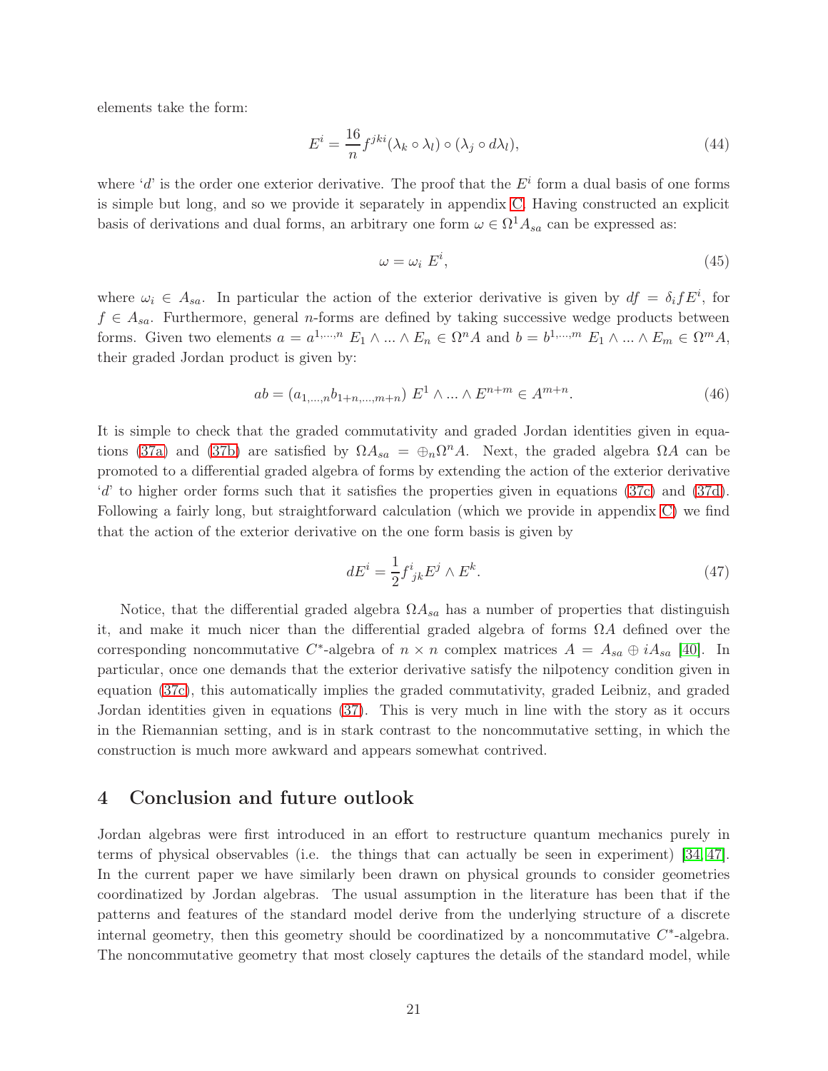elements take the form:

$$E^i = \frac{16}{n} f^{jki} (\lambda_k \circ \lambda_l) \circ (\lambda_j \circ d\lambda_l), \tag{44}$$

where '$d$' is the order one exterior derivative. The proof that the $E^i$ form a dual basis of one forms is simple but long, and so we provide it separately in appendix C. Having constructed an explicit basis of derivations and dual forms, an arbitrary one form $\omega \in \Omega^1 A_{sa}$ can be expressed as:

$$\omega = \omega_i \; E^i, \tag{45}$$

where $\omega_i \in A_{sa}$. In particular the action of the exterior derivative is given by $df = \delta_i f E^i$, for $f \in A_{sa}$. Furthermore, general $n$-forms are defined by taking successive wedge products between forms. Given two elements $a = a^{1,\dots,n} \; E_1 \wedge \dots \wedge E_n \in \Omega^n A$ and $b = b^{1,\dots,m} \; E_1 \wedge \dots \wedge E_m \in \Omega^m A$, their graded Jordan product is given by:

$$ab = (a_{1,\dots,n} b_{1+n,\dots,m+n}) \; E^1 \wedge \dots \wedge E^{n+m} \in A^{m+n}. \tag{46}$$

It is simple to check that the graded commutativity and graded Jordan identities given in equations (37a) and (37b) are satisfied by $\Omega A_{sa} = \oplus_n \Omega^n A$. Next, the graded algebra $\Omega A$ can be promoted to a differential graded algebra of forms by extending the action of the exterior derivative '$d$' to higher order forms such that it satisfies the properties given in equations (37c) and (37d). Following a fairly long, but straightforward calculation (which we provide in appendix C) we find that the action of the exterior derivative on the one form basis is given by

$$dE^i = \frac{1}{2} f^i{}_{jk} E^j \wedge E^k. \tag{47}$$

Notice, that the differential graded algebra $\Omega A_{sa}$ has a number of properties that distinguish it, and make it much nicer than the differential graded algebra of forms $\Omega A$ defined over the corresponding noncommutative $C^*$-algebra of $n \times n$ complex matrices $A = A_{sa} \oplus iA_{sa}$ [40]. In particular, once one demands that the exterior derivative satisfy the nilpotency condition given in equation (37c), this automatically implies the graded commutativity, graded Leibniz, and graded Jordan identities given in equations (37). This is very much in line with the story as it occurs in the Riemannian setting, and is in stark contrast to the noncommutative setting, in which the construction is much more awkward and appears somewhat contrived.

# 4 Conclusion and future outlook

Jordan algebras were first introduced in an effort to restructure quantum mechanics purely in terms of physical observables (i.e. the things that can actually be seen in experiment) [34, 47]. In the current paper we have similarly been drawn on physical grounds to consider geometries coordinatized by Jordan algebras. The usual assumption in the literature has been that if the patterns and features of the standard model derive from the underlying structure of a discrete internal geometry, then this geometry should be coordinatized by a noncommutative $C^*$-algebra. The noncommutative geometry that most closely captures the details of the standard model, while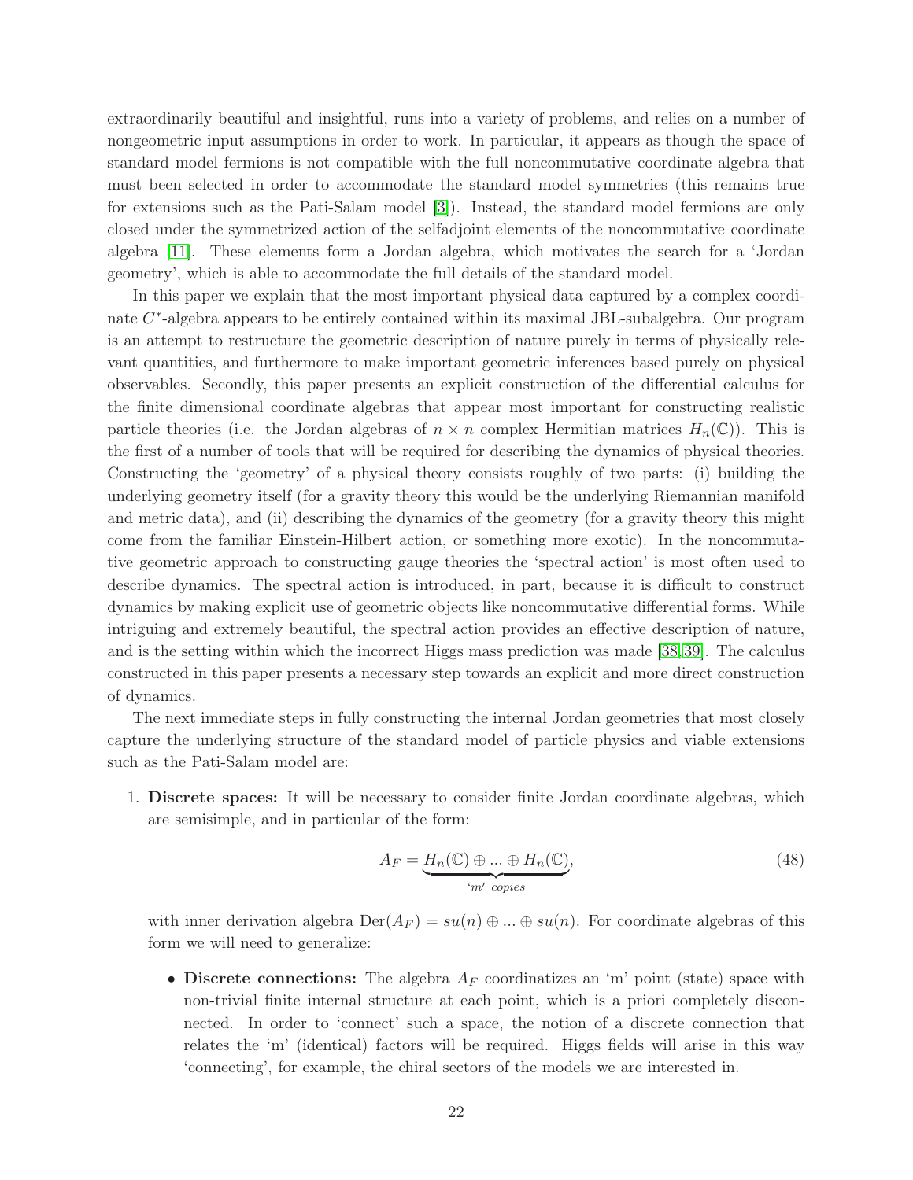extraordinarily beautiful and insightful, runs into a variety of problems, and relies on a number of nongeometric input assumptions in order to work. In particular, it appears as though the space of standard model fermions is not compatible with the full noncommutative coordinate algebra that must been selected in order to accommodate the standard model symmetries (this remains true for extensions such as the Pati-Salam model [3]). Instead, the standard model fermions are only closed under the symmetrized action of the selfadjoint elements of the noncommutative coordinate algebra [11]. These elements form a Jordan algebra, which motivates the search for a 'Jordan geometry', which is able to accommodate the full details of the standard model.

In this paper we explain that the most important physical data captured by a complex coordinate $C^*$-algebra appears to be entirely contained within its maximal JBL-subalgebra. Our program is an attempt to restructure the geometric description of nature purely in terms of physically relevant quantities, and furthermore to make important geometric inferences based purely on physical observables. Secondly, this paper presents an explicit construction of the differential calculus for the finite dimensional coordinate algebras that appear most important for constructing realistic particle theories (i.e. the Jordan algebras of $n \times n$ complex Hermitian matrices $H_n(\mathbb{C})$). This is the first of a number of tools that will be required for describing the dynamics of physical theories. Constructing the 'geometry' of a physical theory consists roughly of two parts: (i) building the underlying geometry itself (for a gravity theory this would be the underlying Riemannian manifold and metric data), and (ii) describing the dynamics of the geometry (for a gravity theory this might come from the familiar Einstein-Hilbert action, or something more exotic). In the noncommutative geometric approach to constructing gauge theories the 'spectral action' is most often used to describe dynamics. The spectral action is introduced, in part, because it is difficult to construct dynamics by making explicit use of geometric objects like noncommutative differential forms. While intriguing and extremely beautiful, the spectral action provides an effective description of nature, and is the setting within which the incorrect Higgs mass prediction was made [38,39]. The calculus constructed in this paper presents a necessary step towards an explicit and more direct construction of dynamics.

The next immediate steps in fully constructing the internal Jordan geometries that most closely capture the underlying structure of the standard model of particle physics and viable extensions such as the Pati-Salam model are:

1. **Discrete spaces:** It will be necessary to consider finite Jordan coordinate algebras, which are semisimple, and in particular of the form:

$$A_F = \underbrace{H_n(\mathbb{C}) \oplus ... \oplus H_n(\mathbb{C})}_{\text{'}m\text{' copies}}, \tag{48}$$

   with inner derivation algebra $\mathrm{Der}(A_F) = su(n) \oplus ... \oplus su(n)$. For coordinate algebras of this form we will need to generalize:

   - **Discrete connections:** The algebra $A_F$ coordinatizes an 'm' point (state) space with non-trivial finite internal structure at each point, which is a priori completely disconnected. In order to 'connect' such a space, the notion of a discrete connection that relates the 'm' (identical) factors will be required. Higgs fields will arise in this way 'connecting', for example, the chiral sectors of the models we are interested in.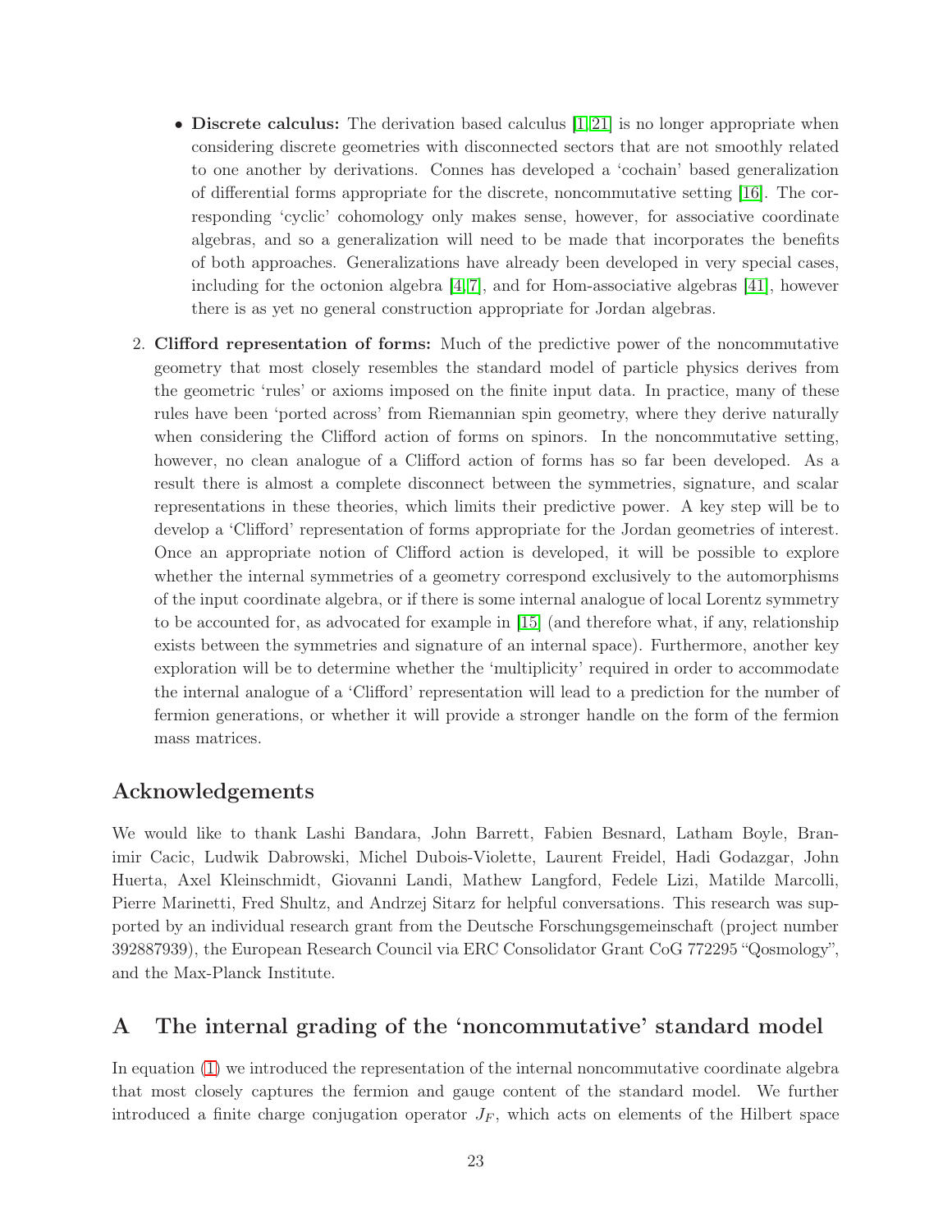- **Discrete calculus:** The derivation based calculus [1, 21] is no longer appropriate when considering discrete geometries with disconnected sectors that are not smoothly related to one another by derivations. Connes has developed a 'cochain' based generalization of differential forms appropriate for the discrete, noncommutative setting [16]. The corresponding 'cyclic' cohomology only makes sense, however, for associative coordinate algebras, and so a generalization will need to be made that incorporates the benefits of both approaches. Generalizations have already been developed in very special cases, including for the octonion algebra [4, 7], and for Hom-associative algebras [41], however there is as yet no general construction appropriate for Jordan algebras.

2. **Clifford representation of forms:** Much of the predictive power of the noncommutative geometry that most closely resembles the standard model of particle physics derives from the geometric 'rules' or axioms imposed on the finite input data. In practice, many of these rules have been 'ported across' from Riemannian spin geometry, where they derive naturally when considering the Clifford action of forms on spinors. In the noncommutative setting, however, no clean analogue of a Clifford action of forms has so far been developed. As a result there is almost a complete disconnect between the symmetries, signature, and scalar representations in these theories, which limits their predictive power. A key step will be to develop a 'Clifford' representation of forms appropriate for the Jordan geometries of interest. Once an appropriate notion of Clifford action is developed, it will be possible to explore whether the internal symmetries of a geometry correspond exclusively to the automorphisms of the input coordinate algebra, or if there is some internal analogue of local Lorentz symmetry to be accounted for, as advocated for example in [15] (and therefore what, if any, relationship exists between the symmetries and signature of an internal space). Furthermore, another key exploration will be to determine whether the 'multiplicity' required in order to accommodate the internal analogue of a 'Clifford' representation will lead to a prediction for the number of fermion generations, or whether it will provide a stronger handle on the form of the fermion mass matrices.

## Acknowledgements

We would like to thank Lashi Bandara, John Barrett, Fabien Besnard, Latham Boyle, Branimir Cacic, Ludwik Dabrowski, Michel Dubois-Violette, Laurent Freidel, Hadi Godazgar, John Huerta, Axel Kleinschmidt, Giovanni Landi, Mathew Langford, Fedele Lizi, Matilde Marcolli, Pierre Marinetti, Fred Shultz, and Andrzej Sitarz for helpful conversations. This research was supported by an individual research grant from the Deutsche Forschungsgemeinschaft (project number 392887939), the European Research Council via ERC Consolidator Grant CoG 772295 "Qosmology", and the Max-Planck Institute.

## A The internal grading of the 'noncommutative' standard model

In equation (1) we introduced the representation of the internal noncommutative coordinate algebra that most closely captures the fermion and gauge content of the standard model. We further introduced a finite charge conjugation operator $J_F$, which acts on elements of the Hilbert space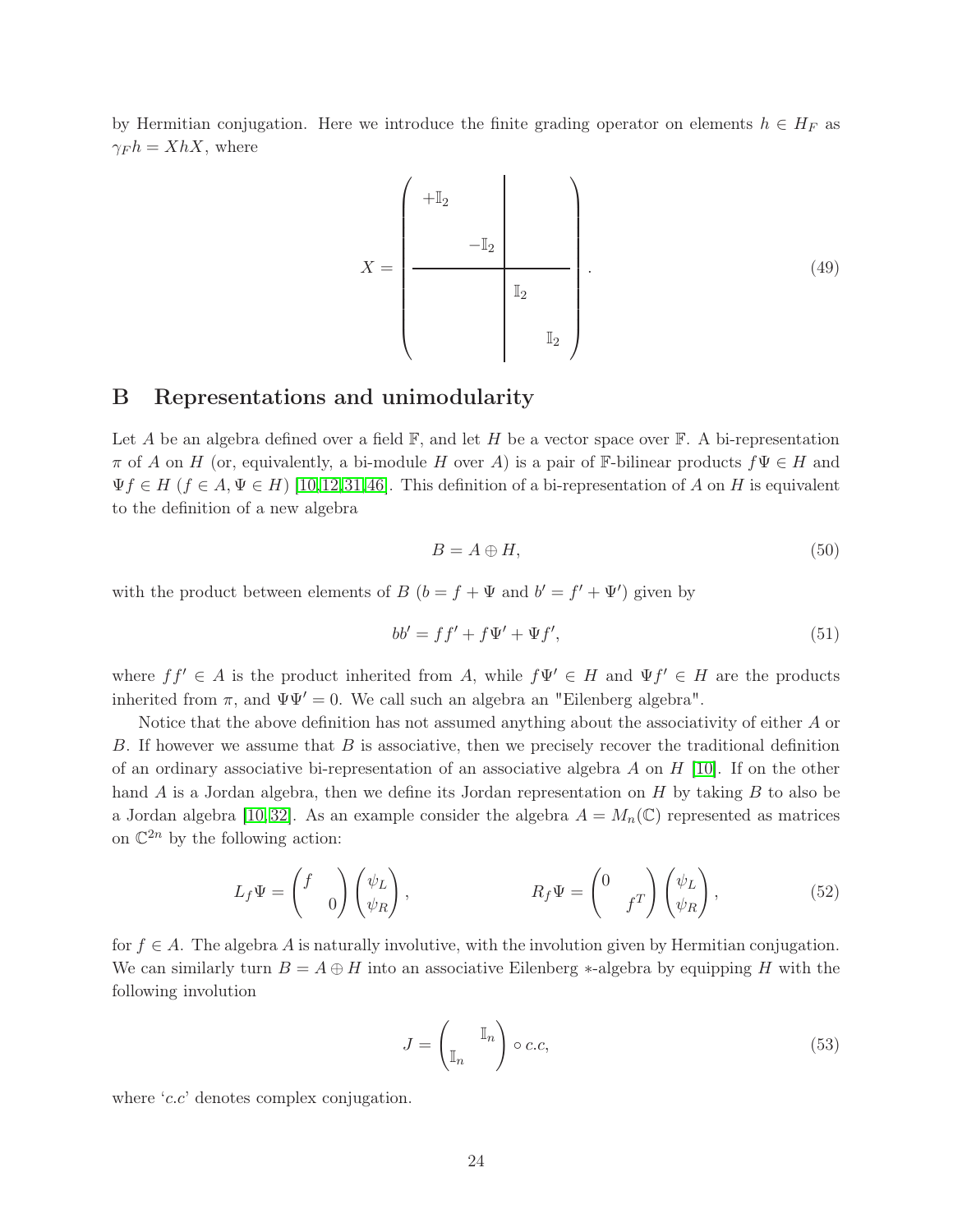by Hermitian conjugation. Here we introduce the finite grading operator on elements $h \in H_F$ as $\gamma_F h = XhX$, where

$$X = \left(\begin{array}{cc|cc} +\mathbb{I}_2 & & & \\ & -\mathbb{I}_2 & & \\ \hline & & \mathbb{I}_2 & \\ & & & \mathbb{I}_2 \end{array}\right). \tag{49}$$

## B Representations and unimodularity

Let $A$ be an algebra defined over a field $\mathbb{F}$, and let $H$ be a vector space over $\mathbb{F}$. A bi-representation $\pi$ of $A$ on $H$ (or, equivalently, a bi-module $H$ over $A$) is a pair of $\mathbb{F}$-bilinear products $f\Psi \in H$ and $\Psi f \in H$ ($f \in A, \Psi \in H$) [10,12,31,46]. This definition of a bi-representation of $A$ on $H$ is equivalent to the definition of a new algebra

$$B = A \oplus H, \tag{50}$$

with the product between elements of $B$ ($b = f + \Psi$ and $b' = f' + \Psi'$) given by

$$bb' = ff' + f\Psi' + \Psi f', \tag{51}$$

where $ff' \in A$ is the product inherited from $A$, while $f\Psi' \in H$ and $\Psi f' \in H$ are the products inherited from $\pi$, and $\Psi\Psi' = 0$. We call such an algebra an "Eilenberg algebra".

Notice that the above definition has not assumed anything about the associativity of either $A$ or $B$. If however we assume that $B$ is associative, then we precisely recover the traditional definition of an ordinary associative bi-representation of an associative algebra $A$ on $H$ [10]. If on the other hand $A$ is a Jordan algebra, then we define its Jordan representation on $H$ by taking $B$ to also be a Jordan algebra [10,32]. As an example consider the algebra $A = M_n(\mathbb{C})$ represented as matrices on $\mathbb{C}^{2n}$ by the following action:

$$L_f\Psi = \begin{pmatrix} f & \\ & 0 \end{pmatrix}\begin{pmatrix} \psi_L \\ \psi_R \end{pmatrix}, \qquad\qquad R_f\Psi = \begin{pmatrix} 0 & \\ & f^T \end{pmatrix}\begin{pmatrix} \psi_L \\ \psi_R \end{pmatrix}, \tag{52}$$

for $f \in A$. The algebra $A$ is naturally involutive, with the involution given by Hermitian conjugation. We can similarly turn $B = A \oplus H$ into an associative Eilenberg $*$-algebra by equipping $H$ with the following involution

$$J = \begin{pmatrix} & \mathbb{I}_n \\ \mathbb{I}_n & \end{pmatrix} \circ c.c, \tag{53}$$

where '$c.c$' denotes complex conjugation.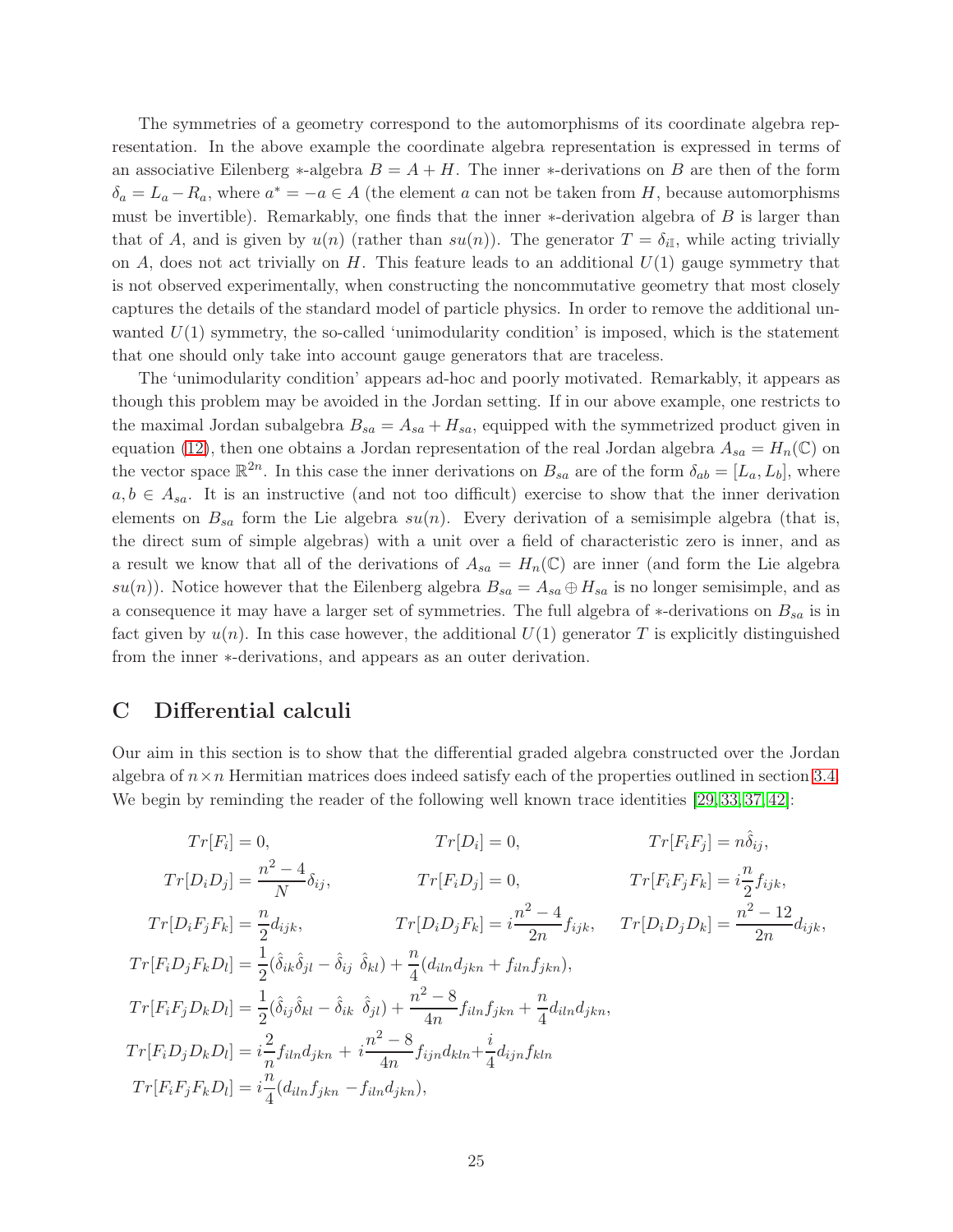The symmetries of a geometry correspond to the automorphisms of its coordinate algebra representation. In the above example the coordinate algebra representation is expressed in terms of an associative Eilenberg $*$-algebra $B = A + H$. The inner $*$-derivations on $B$ are then of the form $\delta_a = L_a - R_a$, where $a^* = -a \in A$ (the element $a$ can not be taken from $H$, because automorphisms must be invertible). Remarkably, one finds that the inner $*$-derivation algebra of $B$ is larger than that of $A$, and is given by $u(n)$ (rather than $su(n)$). The generator $T = \delta_{i\mathbb{I}}$, while acting trivially on $A$, does not act trivially on $H$. This feature leads to an additional $U(1)$ gauge symmetry that is not observed experimentally, when constructing the noncommutative geometry that most closely captures the details of the standard model of particle physics. In order to remove the additional unwanted $U(1)$ symmetry, the so-called 'unimodularity condition' is imposed, which is the statement that one should only take into account gauge generators that are traceless.

The 'unimodularity condition' appears ad-hoc and poorly motivated. Remarkably, it appears as though this problem may be avoided in the Jordan setting. If in our above example, one restricts to the maximal Jordan subalgebra $B_{sa} = A_{sa} + H_{sa}$, equipped with the symmetrized product given in equation (12), then one obtains a Jordan representation of the real Jordan algebra $A_{sa} = H_n(\mathbb{C})$ on the vector space $\mathbb{R}^{2n}$. In this case the inner derivations on $B_{sa}$ are of the form $\delta_{ab} = [L_a, L_b]$, where $a, b \in A_{sa}$. It is an instructive (and not too difficult) exercise to show that the inner derivation elements on $B_{sa}$ form the Lie algebra $su(n)$. Every derivation of a semisimple algebra (that is, the direct sum of simple algebras) with a unit over a field of characteristic zero is inner, and as a result we know that all of the derivations of $A_{sa} = H_n(\mathbb{C})$ are inner (and form the Lie algebra $su(n)$). Notice however that the Eilenberg algebra $B_{sa} = A_{sa} \oplus H_{sa}$ is no longer semisimple, and as a consequence it may have a larger set of symmetries. The full algebra of $*$-derivations on $B_{sa}$ is in fact given by $u(n)$. In this case however, the additional $U(1)$ generator $T$ is explicitly distinguished from the inner $*$-derivations, and appears as an outer derivation.

# C Differential calculi

Our aim in this section is to show that the differential graded algebra constructed over the Jordan algebra of $n \times n$ Hermitian matrices does indeed satisfy each of the properties outlined in section 3.4. We begin by reminding the reader of the following well known trace identities [29, 33, 37, 42]:

$$
\begin{aligned}
&Tr[F_i] = 0, \qquad Tr[D_i] = 0, \qquad Tr[F_iF_j] = n\hat{\delta}_{ij}, \\
&Tr[D_iD_j] = \frac{n^2-4}{N}\delta_{ij}, \qquad Tr[F_iD_j] = 0, \qquad Tr[F_iF_jF_k] = i\frac{n}{2}f_{ijk}, \\
&Tr[D_iF_jF_k] = \frac{n}{2}d_{ijk}, \qquad Tr[D_iD_jF_k] = i\frac{n^2-4}{2n}f_{ijk}, \qquad Tr[D_iD_jD_k] = \frac{n^2-12}{2n}d_{ijk}, \\
&Tr[F_iD_jF_kD_l] = \frac{1}{2}(\hat{\delta}_{ik}\hat{\delta}_{jl} - \hat{\delta}_{ij}\ \hat{\delta}_{kl}) + \frac{n}{4}(d_{iln}d_{jkn} + f_{iln}f_{jkn}), \\
&Tr[F_iF_jD_kD_l] = \frac{1}{2}(\hat{\delta}_{ij}\hat{\delta}_{kl} - \hat{\delta}_{ik}\ \hat{\delta}_{jl}) + \frac{n^2-8}{4n}f_{iln}f_{jkn} + \frac{n}{4}d_{iln}d_{jkn}, \\
&Tr[F_iD_jD_kD_l] = i\frac{2}{n}f_{iln}d_{jkn} + i\frac{n^2-8}{4n}f_{ijn}d_{kln} + \frac{i}{4}d_{ijn}f_{kln} \\
&Tr[F_iF_jF_kD_l] = i\frac{n}{4}(d_{iln}f_{jkn} - f_{iln}d_{jkn}),
\end{aligned}
$$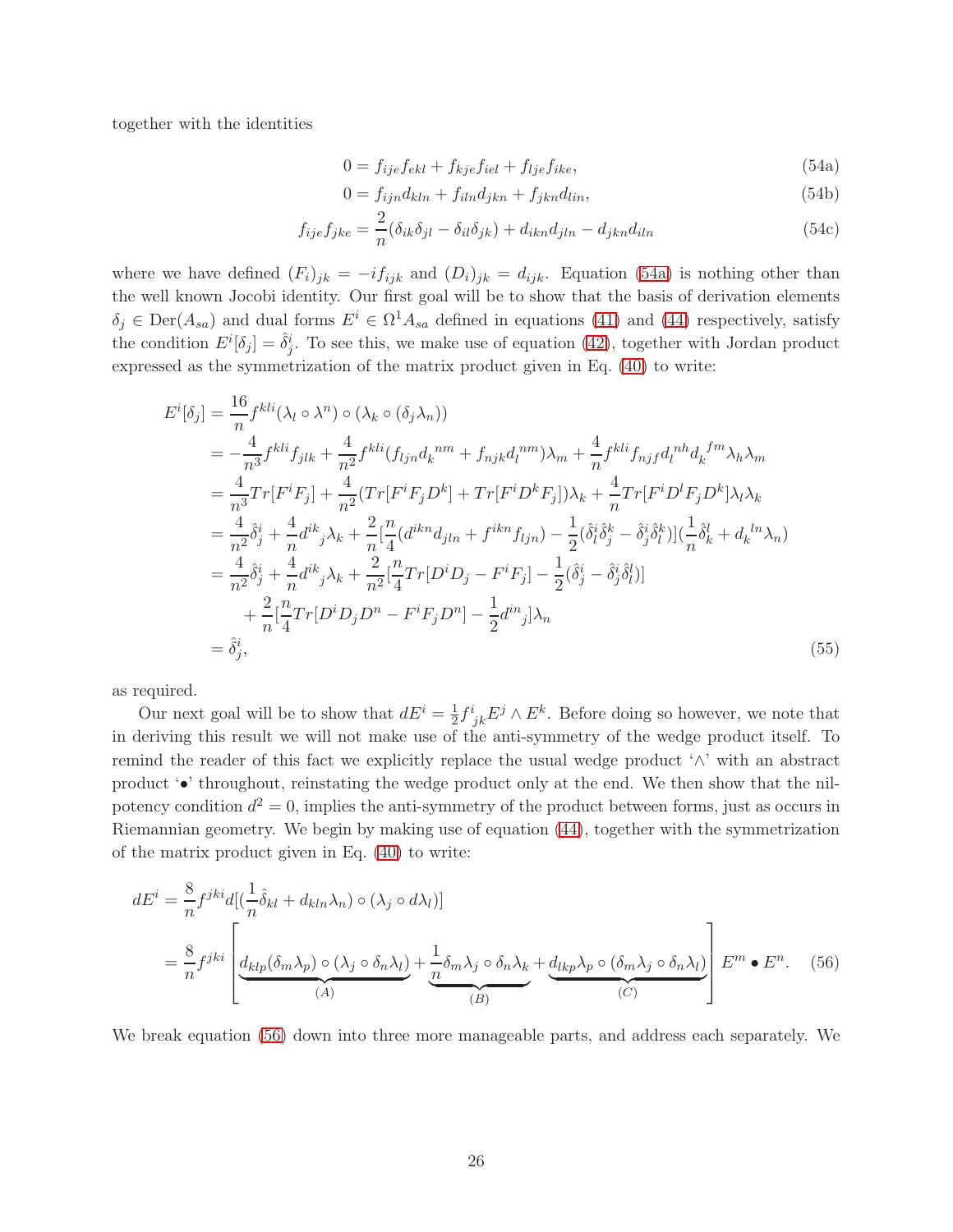together with the identities

$$0 = f_{ije}f_{ekl} + f_{kje}f_{iel} + f_{lje}f_{ike}, \tag{54a}$$

$$0 = f_{ijn}d_{kln} + f_{iln}d_{jkn} + f_{jkn}d_{lin}, \tag{54b}$$

$$f_{ije}f_{jke} = \frac{2}{n}(\delta_{ik}\delta_{jl} - \delta_{il}\delta_{jk}) + d_{ikn}d_{jln} - d_{jkn}d_{iln} \tag{54c}$$

where we have defined $(F_i)_{jk} = -if_{ijk}$ and $(D_i)_{jk} = d_{ijk}$. Equation (54a) is nothing other than the well known Jocobi identity. Our first goal will be to show that the basis of derivation elements $\delta_j \in \mathrm{Der}(A_{sa})$ and dual forms $E^i \in \Omega^1 A_{sa}$ defined in equations (41) and (44) respectively, satisfy the condition $E^i[\delta_j] = \hat{\delta}^i_j$. To see this, we make use of equation (42), together with Jordan product expressed as the symmetrization of the matrix product given in Eq. (40) to write:

$$\begin{aligned}
E^i[\delta_j] &= \frac{16}{n}f^{kli}(\lambda_l \circ \lambda^n) \circ (\lambda_k \circ (\delta_j \lambda_n)) \\
&= -\frac{4}{n^3}f^{kli}f_{jlk} + \frac{4}{n^2}f^{kli}(f_{ljn}d_k{}^{nm} + f_{njk}d_l{}^{nm})\lambda_m + \frac{4}{n}f^{kli}f_{njf}d_l{}^{nh}d_k{}^{fm}\lambda_h\lambda_m \\
&= \frac{4}{n^3}Tr[F^iF_j] + \frac{4}{n^2}(Tr[F^iF_jD^k] + Tr[F^iD^kF_j])\lambda_k + \frac{4}{n}Tr[F^iD^lF_jD^k]\lambda_l\lambda_k \\
&= \frac{4}{n^2}\hat{\delta}^i_j + \frac{4}{n}d^{ik}{}_j\lambda_k + \frac{2}{n}[\frac{n}{4}(d^{ikn}d_{jln} + f^{ikn}f_{ljn}) - \frac{1}{2}(\hat{\delta}^i_l\hat{\delta}^k_j - \hat{\delta}^i_j\hat{\delta}^k_l)](\frac{1}{n}\hat{\delta}^l_k + d_k{}^{ln}\lambda_n) \\
&= \frac{4}{n^2}\hat{\delta}^i_j + \frac{4}{n}d^{ik}{}_j\lambda_k + \frac{2}{n^2}[\frac{n}{4}Tr[D^iD_j - F^iF_j] - \frac{1}{2}(\hat{\delta}^i_j - \hat{\delta}^i_j\hat{\delta}^l_l)] \\
&\quad + \frac{2}{n}[\frac{n}{4}Tr[D^iD_jD^n - F^iF_jD^n] - \frac{1}{2}d^{in}{}_j]\lambda_n \\
&= \hat{\delta}^i_j,
\end{aligned} \tag{55}$$

as required.

Our next goal will be to show that $dE^i = \frac{1}{2}f^i{}_{jk}E^j \wedge E^k$. Before doing so however, we note that in deriving this result we will not make use of the anti-symmetry of the wedge product itself. To remind the reader of this fact we explicitly replace the usual wedge product '$\wedge$' with an abstract product '$\bullet$' throughout, reinstating the wedge product only at the end. We then show that the nilpotency condition $d^2 = 0$, implies the anti-symmetry of the product between forms, just as occurs in Riemannian geometry. We begin by making use of equation (44), together with the symmetrization of the matrix product given in Eq. (40) to write:

$$\begin{aligned}
dE^i &= \frac{8}{n}f^{jki}d[(\frac{1}{n}\hat{\delta}_{kl} + d_{kln}\lambda_n) \circ (\lambda_j \circ d\lambda_l)] \\
&= \frac{8}{n}f^{jki}\left[\underbrace{d_{klp}(\delta_m\lambda_p) \circ (\lambda_j \circ \delta_n\lambda_l)}_{(A)} + \underbrace{\frac{1}{n}\delta_m\lambda_j \circ \delta_n\lambda_k}_{(B)} + \underbrace{d_{lkp}\lambda_p \circ (\delta_m\lambda_j \circ \delta_n\lambda_l)}_{(C)}\right]E^m \bullet E^n.
\end{aligned} \tag{56}$$

We break equation (56) down into three more manageable parts, and address each separately. We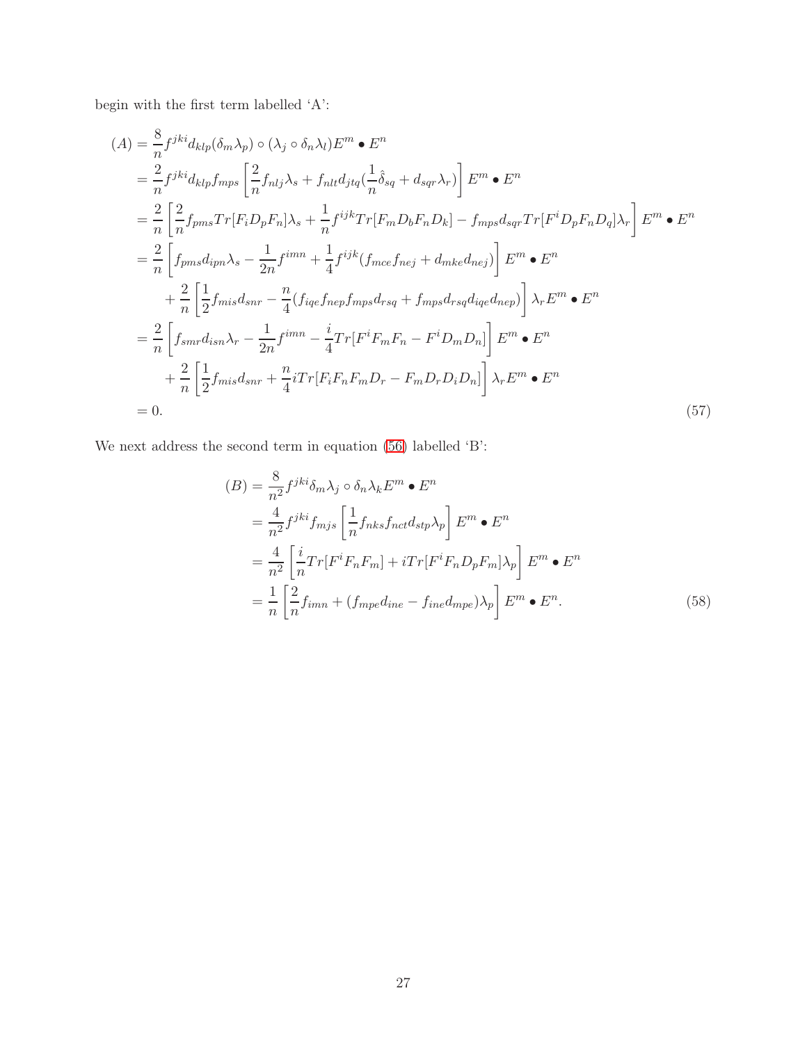begin with the first term labelled 'A':

$$
\begin{aligned}
(A) &= \frac{8}{n} f^{jki} d_{klp} (\delta_m \lambda_p) \circ (\lambda_j \circ \delta_n \lambda_l) E^m \bullet E^n \\
&= \frac{2}{n} f^{jki} d_{klp} f_{mps} \left[ \frac{2}{n} f_{nlj} \lambda_s + f_{nlt} d_{jtq} \left( \frac{1}{n} \hat{\delta}_{sq} + d_{sqr} \lambda_r \right) \right] E^m \bullet E^n \\
&= \frac{2}{n} \left[ \frac{2}{n} f_{pms} Tr[F_i D_p F_n] \lambda_s + \frac{1}{n} f^{ijk} Tr[F_m D_b F_n D_k] - f_{mps} d_{sqr} Tr[F^i D_p F_n D_q] \lambda_r \right] E^m \bullet E^n \\
&= \frac{2}{n} \left[ f_{pms} d_{ipn} \lambda_s - \frac{1}{2n} f^{imn} + \frac{1}{4} f^{ijk} (f_{mce} f_{nej} + d_{mke} d_{nej}) \right] E^m \bullet E^n \\
&\quad + \frac{2}{n} \left[ \frac{1}{2} f_{mis} d_{snr} - \frac{n}{4} (f_{iqe} f_{nep} f_{mps} d_{rsq} + f_{mps} d_{rsq} d_{iqe} d_{nep}) \right] \lambda_r E^m \bullet E^n \\
&= \frac{2}{n} \left[ f_{smr} d_{isn} \lambda_r - \frac{1}{2n} f^{imn} - \frac{i}{4} Tr[F^i F_m F_n - F^i D_m D_n] \right] E^m \bullet E^n \\
&\quad + \frac{2}{n} \left[ \frac{1}{2} f_{mis} d_{snr} + \frac{n}{4} i Tr[F_i F_n F_m D_r - F_m D_r D_i D_n] \right] \lambda_r E^m \bullet E^n \\
&= 0.
\end{aligned} \tag{57}
$$

We next address the second term in equation (56) labelled 'B':

$$
\begin{aligned}
(B) &= \frac{8}{n^2} f^{jki} \delta_m \lambda_j \circ \delta_n \lambda_k E^m \bullet E^n \\
&= \frac{4}{n^2} f^{jki} f_{mjs} \left[ \frac{1}{n} f_{nks} f_{nct} d_{stp} \lambda_p \right] E^m \bullet E^n \\
&= \frac{4}{n^2} \left[ \frac{i}{n} Tr[F^i F_n F_m] + i Tr[F^i F_n D_p F_m] \lambda_p \right] E^m \bullet E^n \\
&= \frac{1}{n} \left[ \frac{2}{n} f_{imn} + (f_{mpe} d_{ine} - f_{ine} d_{mpe}) \lambda_p \right] E^m \bullet E^n.
\end{aligned} \tag{58}
$$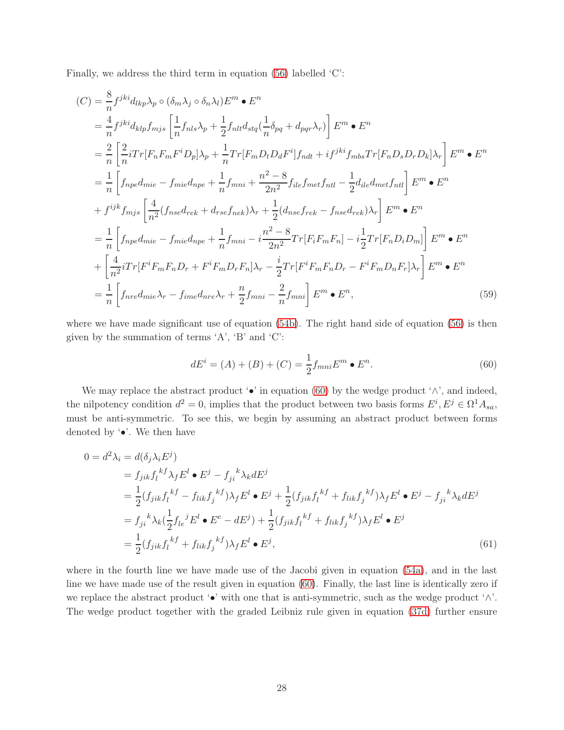Finally, we address the third term in equation (56) labelled 'C':

$$
\begin{aligned}
(C) &= \frac{8}{n} f^{jki} d_{lkp} \lambda_p \circ (\delta_m \lambda_j \circ \delta_n \lambda_l) E^m \bullet E^n \\
&= \frac{4}{n} f^{jki} d_{klp} f_{mjs} \left[ \frac{1}{n} f_{nls} \lambda_p + \frac{1}{2} f_{nlt} d_{stq} (\frac{1}{n} \delta_{pq} + d_{pqr} \lambda_r) \right] E^m \bullet E^n \\
&= \frac{2}{n} \left[ \frac{2}{n} i Tr[F_n F_m F^i D_p] \lambda_p + \frac{1}{n} Tr[F_m D_t D_d F^i] f_{ndt} + i f^{jki} f_{mbs} Tr[F_n D_s D_r D_k] \lambda_r \right] E^m \bullet E^n \\
&= \frac{1}{n} \left[ f_{npe} d_{mie} - f_{mie} d_{npe} + \frac{1}{n} f_{mni} + \frac{n^2-8}{2n^2} f_{ile} f_{met} f_{ntl} - \frac{1}{2} d_{ile} d_{met} f_{ntl} \right] E^m \bullet E^n \\
&+ f^{ijk} f_{mjs} \left[ \frac{4}{n^2} (f_{nse} d_{rek} + d_{rse} f_{nek}) \lambda_r + \frac{1}{2} (d_{nse} f_{rek} - f_{nse} d_{rek}) \lambda_r \right] E^m \bullet E^n \\
&= \frac{1}{n} \left[ f_{npe} d_{mie} - f_{mie} d_{npe} + \frac{1}{n} f_{mni} - i \frac{n^2-8}{2n^2} Tr[F_i F_m F_n] - i \frac{1}{2} Tr[F_n D_i D_m] \right] E^m \bullet E^n \\
&+ \left[ \frac{4}{n^2} i Tr[F^i F_m F_n D_r + F^i F_m D_r F_n] \lambda_r - \frac{i}{2} Tr[F^i F_m F_n D_r - F^i F_m D_n F_r] \lambda_r \right] E^m \bullet E^n \\
&= \frac{1}{n} \left[ f_{nre} d_{mie} \lambda_r - f_{ime} d_{nre} \lambda_r + \frac{n}{2} f_{mni} - \frac{2}{n} f_{mni} \right] E^m \bullet E^n,
\end{aligned} \tag{59}
$$

where we have made significant use of equation (54b). The right hand side of equation (56) is then given by the summation of terms 'A', 'B' and 'C':

$$
dE^i = (A) + (B) + (C) = \frac{1}{2} f_{mni} E^m \bullet E^n. \tag{60}
$$

We may replace the abstract product '•' in equation (60) by the wedge product '∧', and indeed, the nilpotency condition $d^2 = 0$, implies that the product between two basis forms $E^i, E^j \in \Omega^1 A_{sa}$, must be anti-symmetric. To see this, we begin by assuming an abstract product between forms denoted by '•'. We then have

$$
\begin{aligned}
0 = d^2 \lambda_i &= d(\delta_j \lambda_i E^j) \\
&= f_{jik} f_l{}^{kf} \lambda_f E^l \bullet E^j - f_{ji}{}^k \lambda_k dE^j \\
&= \frac{1}{2} (f_{jik} f_l{}^{kf} - f_{lik} f_j{}^{kf}) \lambda_f E^l \bullet E^j + \frac{1}{2} (f_{jik} f_l{}^{kf} + f_{lik} f_j{}^{kf}) \lambda_f E^l \bullet E^j - f_{ji}{}^k \lambda_k dE^j \\
&= f_{ji}{}^k \lambda_k (\frac{1}{2} f_{le}{}^j E^l \bullet E^e - dE^j) + \frac{1}{2} (f_{jik} f_l{}^{kf} + f_{lik} f_j{}^{kf}) \lambda_f E^l \bullet E^j \\
&= \frac{1}{2} (f_{jik} f_l{}^{kf} + f_{lik} f_j{}^{kf}) \lambda_f E^l \bullet E^j,
\end{aligned} \tag{61}
$$

where in the fourth line we have made use of the Jacobi given in equation (54a), and in the last line we have made use of the result given in equation (60). Finally, the last line is identically zero if we replace the abstract product '•' with one that is anti-symmetric, such as the wedge product '∧'. The wedge product together with the graded Leibniz rule given in equation (37d) further ensure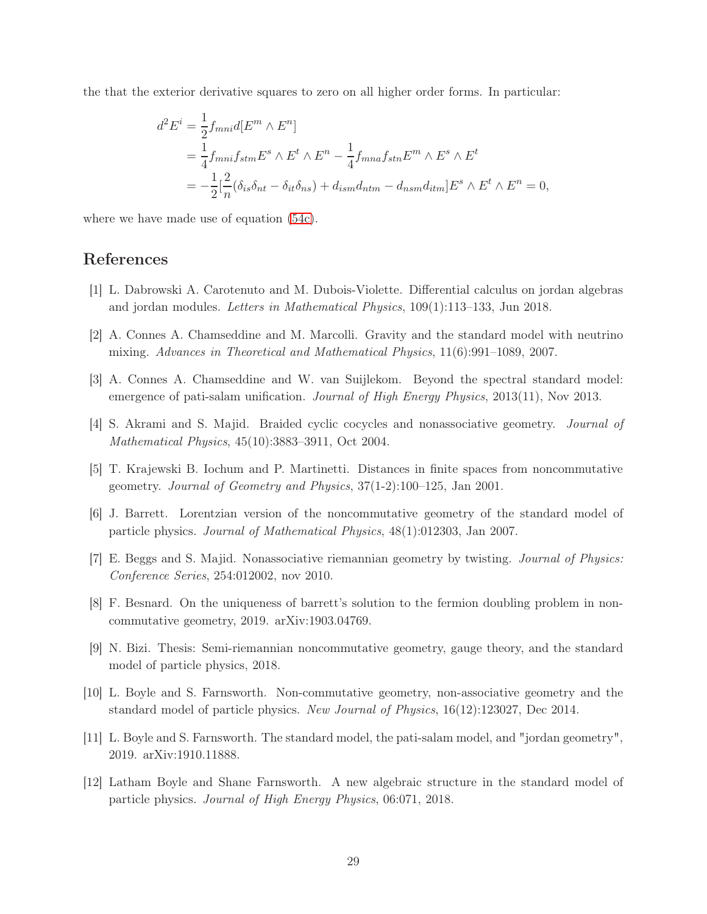the that the exterior derivative squares to zero on all higher order forms. In particular:

$$
\begin{aligned}
d^2E^i &= \frac{1}{2}f_{mni}d[E^m \wedge E^n] \\
&= \frac{1}{4}f_{mni}f_{stm}E^s \wedge E^t \wedge E^n - \frac{1}{4}f_{mna}f_{stn}E^m \wedge E^s \wedge E^t \\
&= -\frac{1}{2}[\frac{2}{n}(\delta_{is}\delta_{nt} - \delta_{it}\delta_{ns}) + d_{ism}d_{ntm} - d_{nsm}d_{itm}]E^s \wedge E^t \wedge E^n = 0,
\end{aligned}
$$

where we have made use of equation (54c).

## References

[1] L. Dabrowski A. Carotenuto and M. Dubois-Violette. Differential calculus on jordan algebras and jordan modules. *Letters in Mathematical Physics*, 109(1):113–133, Jun 2018.

[2] A. Connes A. Chamseddine and M. Marcolli. Gravity and the standard model with neutrino mixing. *Advances in Theoretical and Mathematical Physics*, 11(6):991–1089, 2007.

[3] A. Connes A. Chamseddine and W. van Suijlekom. Beyond the spectral standard model: emergence of pati-salam unification. *Journal of High Energy Physics*, 2013(11), Nov 2013.

[4] S. Akrami and S. Majid. Braided cyclic cocycles and nonassociative geometry. *Journal of Mathematical Physics*, 45(10):3883–3911, Oct 2004.

[5] T. Krajewski B. Iochum and P. Martinetti. Distances in finite spaces from noncommutative geometry. *Journal of Geometry and Physics*, 37(1-2):100–125, Jan 2001.

[6] J. Barrett. Lorentzian version of the noncommutative geometry of the standard model of particle physics. *Journal of Mathematical Physics*, 48(1):012303, Jan 2007.

[7] E. Beggs and S. Majid. Nonassociative riemannian geometry by twisting. *Journal of Physics: Conference Series*, 254:012002, nov 2010.

[8] F. Besnard. On the uniqueness of barrett's solution to the fermion doubling problem in noncommutative geometry, 2019. arXiv:1903.04769.

[9] N. Bizi. Thesis: Semi-riemannian noncommutative geometry, gauge theory, and the standard model of particle physics, 2018.

[10] L. Boyle and S. Farnsworth. Non-commutative geometry, non-associative geometry and the standard model of particle physics. *New Journal of Physics*, 16(12):123027, Dec 2014.

[11] L. Boyle and S. Farnsworth. The standard model, the pati-salam model, and "jordan geometry", 2019. arXiv:1910.11888.

[12] Latham Boyle and Shane Farnsworth. A new algebraic structure in the standard model of particle physics. *Journal of High Energy Physics*, 06:071, 2018.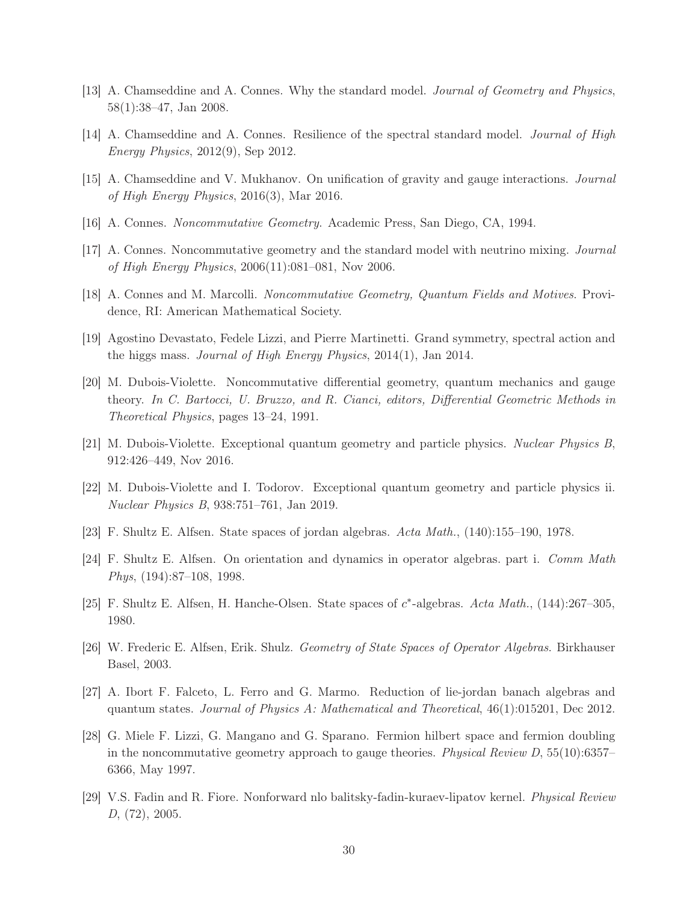[13] A. Chamseddine and A. Connes. Why the standard model. *Journal of Geometry and Physics*, 58(1):38–47, Jan 2008.

[14] A. Chamseddine and A. Connes. Resilience of the spectral standard model. *Journal of High Energy Physics*, 2012(9), Sep 2012.

[15] A. Chamseddine and V. Mukhanov. On unification of gravity and gauge interactions. *Journal of High Energy Physics*, 2016(3), Mar 2016.

[16] A. Connes. *Noncommutative Geometry*. Academic Press, San Diego, CA, 1994.

[17] A. Connes. Noncommutative geometry and the standard model with neutrino mixing. *Journal of High Energy Physics*, 2006(11):081–081, Nov 2006.

[18] A. Connes and M. Marcolli. *Noncommutative Geometry, Quantum Fields and Motives*. Providence, RI: American Mathematical Society.

[19] Agostino Devastato, Fedele Lizzi, and Pierre Martinetti. Grand symmetry, spectral action and the higgs mass. *Journal of High Energy Physics*, 2014(1), Jan 2014.

[20] M. Dubois-Violette. Noncommutative differential geometry, quantum mechanics and gauge theory. *In C. Bartocci, U. Bruzzo, and R. Cianci, editors, Differential Geometric Methods in Theoretical Physics*, pages 13–24, 1991.

[21] M. Dubois-Violette. Exceptional quantum geometry and particle physics. *Nuclear Physics B*, 912:426–449, Nov 2016.

[22] M. Dubois-Violette and I. Todorov. Exceptional quantum geometry and particle physics ii. *Nuclear Physics B*, 938:751–761, Jan 2019.

[23] F. Shultz E. Alfsen. State spaces of jordan algebras. *Acta Math.*, (140):155–190, 1978.

[24] F. Shultz E. Alfsen. On orientation and dynamics in operator algebras. part i. *Comm Math Phys*, (194):87–108, 1998.

[25] F. Shultz E. Alfsen, H. Hanche-Olsen. State spaces of $c^*$-algebras. *Acta Math.*, (144):267–305, 1980.

[26] W. Frederic E. Alfsen, Erik. Shulz. *Geometry of State Spaces of Operator Algebras*. Birkhauser Basel, 2003.

[27] A. Ibort F. Falceto, L. Ferro and G. Marmo. Reduction of lie-jordan banach algebras and quantum states. *Journal of Physics A: Mathematical and Theoretical*, 46(1):015201, Dec 2012.

[28] G. Miele F. Lizzi, G. Mangano and G. Sparano. Fermion hilbert space and fermion doubling in the noncommutative geometry approach to gauge theories. *Physical Review D*, 55(10):6357–6366, May 1997.

[29] V.S. Fadin and R. Fiore. Nonforward nlo balitsky-fadin-kuraev-lipatov kernel. *Physical Review D*, (72), 2005.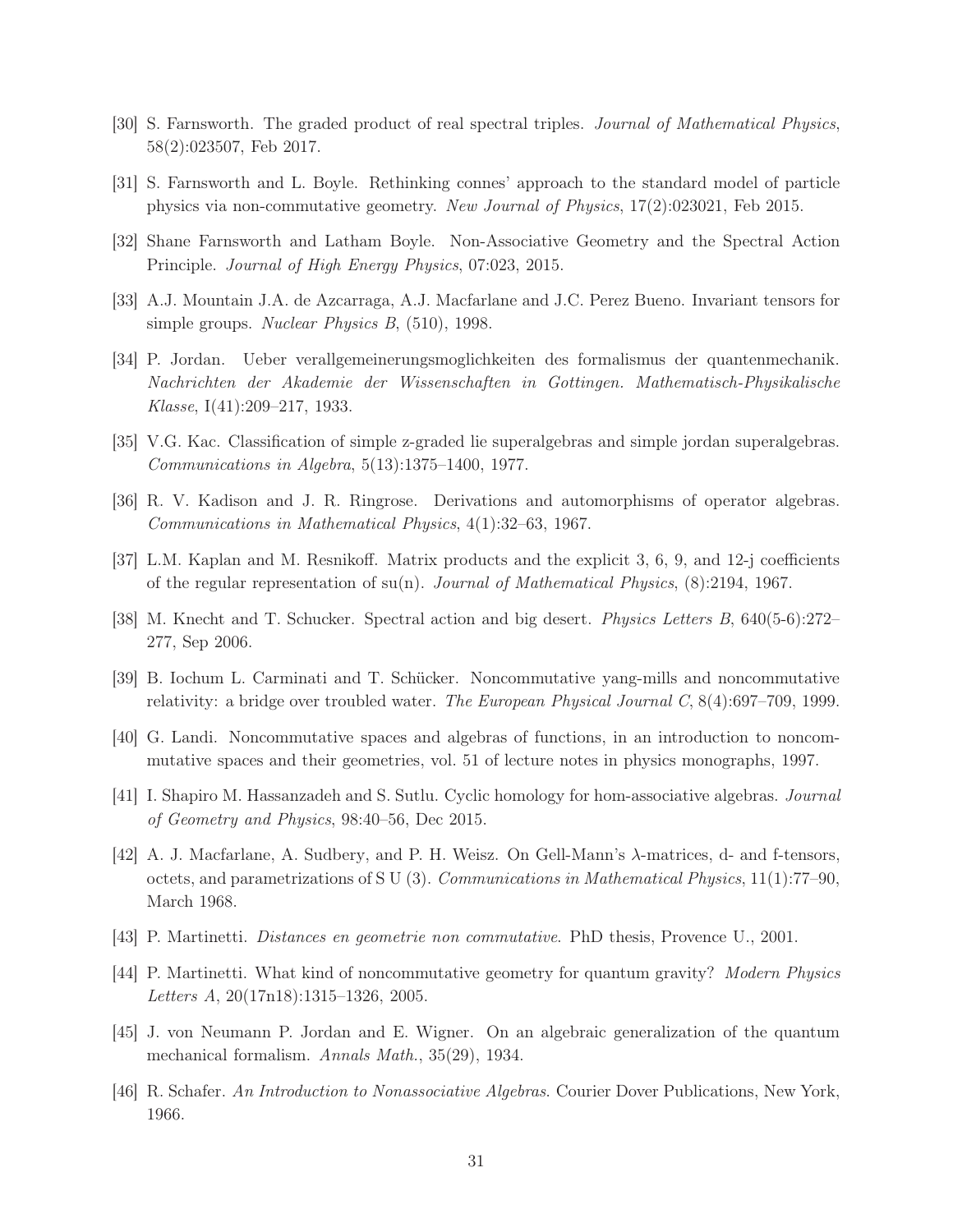[30] S. Farnsworth. The graded product of real spectral triples. *Journal of Mathematical Physics*, 58(2):023507, Feb 2017.

[31] S. Farnsworth and L. Boyle. Rethinking connes' approach to the standard model of particle physics via non-commutative geometry. *New Journal of Physics*, 17(2):023021, Feb 2015.

[32] Shane Farnsworth and Latham Boyle. Non-Associative Geometry and the Spectral Action Principle. *Journal of High Energy Physics*, 07:023, 2015.

[33] A.J. Mountain J.A. de Azcarraga, A.J. Macfarlane and J.C. Perez Bueno. Invariant tensors for simple groups. *Nuclear Physics B*, (510), 1998.

[34] P. Jordan. Ueber verallgemeinerungsmoglichkeiten des formalismus der quantenmechanik. *Nachrichten der Akademie der Wissenschaften in Gottingen. Mathematisch-Physikalische Klasse*, I(41):209–217, 1933.

[35] V.G. Kac. Classification of simple z-graded lie superalgebras and simple jordan superalgebras. *Communications in Algebra*, 5(13):1375–1400, 1977.

[36] R. V. Kadison and J. R. Ringrose. Derivations and automorphisms of operator algebras. *Communications in Mathematical Physics*, 4(1):32–63, 1967.

[37] L.M. Kaplan and M. Resnikoff. Matrix products and the explicit 3, 6, 9, and 12-j coefficients of the regular representation of su(n). *Journal of Mathematical Physics*, (8):2194, 1967.

[38] M. Knecht and T. Schucker. Spectral action and big desert. *Physics Letters B*, 640(5-6):272–277, Sep 2006.

[39] B. Iochum L. Carminati and T. Schücker. Noncommutative yang-mills and noncommutative relativity: a bridge over troubled water. *The European Physical Journal C*, 8(4):697–709, 1999.

[40] G. Landi. Noncommutative spaces and algebras of functions, in an introduction to noncommutative spaces and their geometries, vol. 51 of lecture notes in physics monographs, 1997.

[41] I. Shapiro M. Hassanzadeh and S. Sutlu. Cyclic homology for hom-associative algebras. *Journal of Geometry and Physics*, 98:40–56, Dec 2015.

[42] A. J. Macfarlane, A. Sudbery, and P. H. Weisz. On Gell-Mann's $\lambda$-matrices, d- and f-tensors, octets, and parametrizations of S U (3). *Communications in Mathematical Physics*, 11(1):77–90, March 1968.

[43] P. Martinetti. *Distances en geometrie non commutative*. PhD thesis, Provence U., 2001.

[44] P. Martinetti. What kind of noncommutative geometry for quantum gravity? *Modern Physics Letters A*, 20(17n18):1315–1326, 2005.

[45] J. von Neumann P. Jordan and E. Wigner. On an algebraic generalization of the quantum mechanical formalism. *Annals Math.*, 35(29), 1934.

[46] R. Schafer. *An Introduction to Nonassociative Algebras*. Courier Dover Publications, New York, 1966.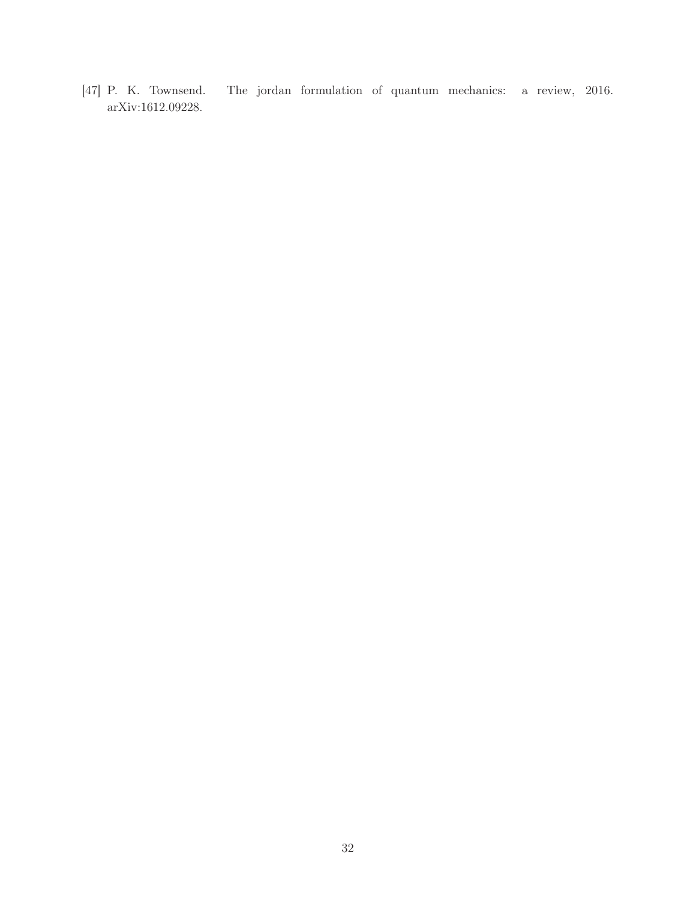[47] P. K. Townsend. The jordan formulation of quantum mechanics: a review, 2016. arXiv:1612.09228.